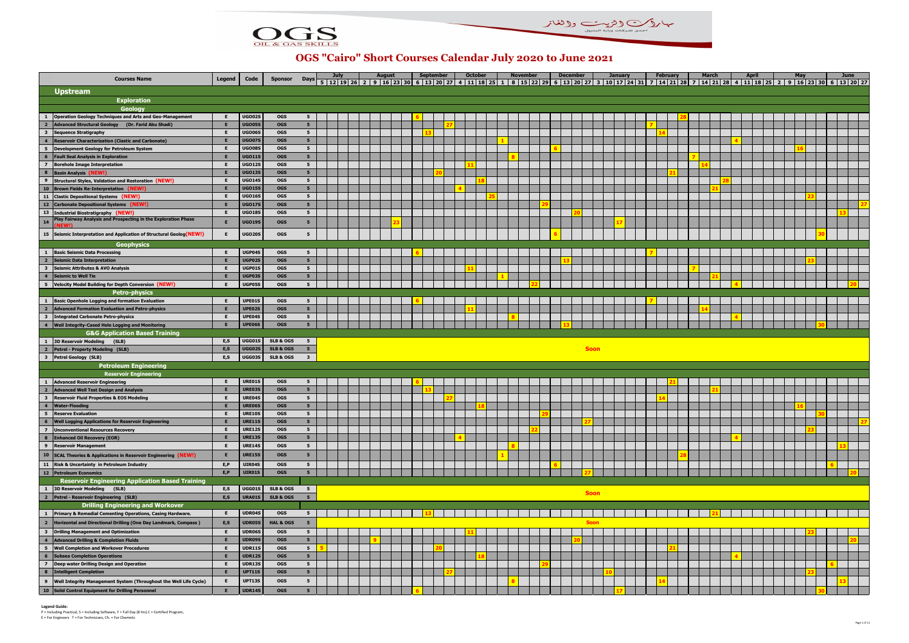# OGS "Cairo" Short Courses Calendar July 2020 to June 2021

OGS OIL & GAS SKILLS

## Upstream

### Exploration

#### Geology

| # | Courses Name | Legend | Code | Sponsor | Days | July | August | September | October | November | December | January | February | March | April | May | June |
|---|---|---|---|---|---|---|---|---|---|---|---|---|---|---|---|---|---|
| 1 | Operation Geology Techniques and Arts and Geo-Management | E | UGO02S | OGS | 5 | | | 6 | | | | | 28 | | | | |
| 2 | Advanced Structural Geology (Dr. Farid Abu Shadi) | E | UGO05S | OGS | 5 | | | 27 | | | | | 7 | | | | |
| 3 | Sequence Stratigraphy | E | UGO06S | OGS | 5 | | | 13 | | | | | 14 | | | | |
| 4 | Reservoir Characterization (Clastic and Carbonate) | E | UGO07S | OGS | 5 | | | | | 1 | | | | | 4 | | |
| 5 | Development Geology for Petroleum System | E | UGO08S | OGS | 5 | | | | | | 6 | | | | | 16 | |
| 6 | Fault Seal Analysis in Exploration | E | UGO11S | OGS | 5 | | | | | 8 | | | | 7 | | | |
| 7 | Borehole Image Interpretation | E | UGO12S | OGS | 5 | | | | 11 | | | | | 14 | | | |
| 8 | Basin Analysis (NEW!) | E | UGO13S | OGS | 5 | | | 20 | | | | | 21 | | | | |
| 9 | Structural Styles, Validation and Restoration (NEW!) | E | UGO14S | OGS | 5 | | | | 18 | | | | | 28 | | | |
| 10 | Brown Fields Re-Interpretation (NEW!) | E | UGO15S | OGS | 5 | | | | 4 | | | | | 21 | | | |
| 11 | Clastic Depositional Systems (NEW!) | E | UGO16S | OGS | 5 | | | | 25 | | | | | | | 23 | |
| 12 | Carbonate Depositional Systems (NEW!) | E | UGO17S | OGS | 5 | | | | | 29 | | | | | | | 27 |
| 13 | Industrial Biostratigraphy (NEW!) | E | UGO18S | OGS | 5 | | | | | | 20 | | | | | | 13 |
| 14 | Play Fairway Analysis and Prospecting in the Exploration Phase (NEW!) | E | UGO19S | OGS | 5 | | 23 | | | | | 17 | | | | | |
| 15 | Seismic Interpretation and Application of Structural Geolog(NEW!) | E | UGO20S | OGS | 5 | | | | | | 6 | | | | | 30 | |

#### Geophysics

| # | Courses Name | Legend | Code | Sponsor | Days | July | August | September | October | November | December | January | February | March | April | May | June |
|---|---|---|---|---|---|---|---|---|---|---|---|---|---|---|---|---|---|
| 1 | Basic Seismic Data Processing | E | UGP04S | OGS | 5 | | | 6 | | | | | 7 | | | | |
| 2 | Seismic Data Interpretation | E | UGP02S | OGS | 5 | | | | | | 13 | | | | | 23 | |
| 3 | Seismic Attributes & AVO Analysis | E | UGP01S | OGS | 5 | | | | 11 | | | | | 7 | | | |
| 4 | Seismic to Well Tie | E | UGP03S | OGS | 5 | | | | | 1 | | | | 21 | | | |
| 5 | Velocity Model Building for Depth Conversion (NEW!) | E | UGP05S | OGS | 5 | | | | | 22 | | | | | 4 | | 20 |

#### Petro-physics

| # | Courses Name | Legend | Code | Sponsor | Days | July | August | September | October | November | December | January | February | March | April | May | June |
|---|---|---|---|---|---|---|---|---|---|---|---|---|---|---|---|---|---|
| 1 | Basic Openhole Logging and formation Evaluation | E | UPE01S | OGS | 5 | | | 6 | | | | | 7 | | | | |
| 2 | Advanced Formation Evaluation and Petro-physics | E | UPE02S | OGS | 5 | | | | 11 | | | | | 14 | | | |
| 3 | Integrated Carbonate Petro-physics | E | UPE04S | OGS | 5 | | | | | 8 | | | | | 4 | | |
| 4 | Well Integrity-Cased Hole Logging and Monitoring | E | UPE06S | OGS | 5 | | | | | | 13 | | | | | 30 | |

#### G&G Application Based Training

| # | Courses Name | Legend | Code | Sponsor | Days | Schedule |
|---|---|---|---|---|---|---|
| 1 | 3D Reservoir Modeling (SLB) | E,S | UGG01S | SLB & OGS | 5 | Soon |
| 2 | Petrel - Property Modeling (SLB) | E,S | UGG02S | SLB & OGS | 5 | Soon |
| 3 | Petrel Geology (SLB) | E,S | UGG03S | SLB & OGS | 3 | Soon |

### Petroleum Engineering

#### Reservoir Engineering

| # | Courses Name | Legend | Code | Sponsor | Days | July | August | September | October | November | December | January | February | March | April | May | June |
|---|---|---|---|---|---|---|---|---|---|---|---|---|---|---|---|---|---|
| 1 | Advanced Reservoir Engineering | E | URE01S | OGS | 5 | | | 6 | | | | | 21 | | | | |
| 2 | Advanced Well Test Design and Analysis | E | URE03S | OGS | 5 | | | 13 | | | | | | 21 | | | |
| 3 | Reservoir Fluid Properties & EOS Modeling | E | URE04S | OGS | 5 | | | 27 | | | | | 14 | | | | |
| 4 | Water-Flooding | E | URE06S | OGS | 5 | | | | 18 | | | | | | | 16 | |
| 5 | Reserve Evaluation | E | URE10S | OGS | 5 | | | | | 29 | | | | | | 30 | |
| 6 | Well Logging Applications for Reservoir Engineering | E | URE11S | OGS | 5 | | | | | | 27 | | | | | | 27 |
| 7 | Unconventional Resources Recovery | E | URE12S | OGS | 5 | | | | | 22 | | | | | | 23 | |
| 8 | Enhanced Oil Recovery (EOR) | E | URE13S | OGS | 5 | | | | 4 | | | | | | 4 | | |
| 9 | Reservoir Management | E | URE14S | OGS | 5 | | | | | 8 | | | | | | | 13 |
| 10 | SCAL Theories & Applications in Reservoir Engineering (NEW!) | E | URE15S | OGS | 5 | | | | | 1 | | | 28 | | | | |
| 11 | Risk & Uncertainty in Petroleum Industry | E,P | UIR04S | OGS | 5 | | | | | | 6 | | | | | | 6 |
| 12 | Petroleum Economics | E,P | UIR01S | OGS | 5 | | | | | | 27 | | | | | | 20 |

#### Reservoir Engineering Application Based Training

| # | Courses Name | Legend | Code | Sponsor | Days | Schedule |
|---|---|---|---|---|---|---|
| 1 | 3D Reservoir Modeling (SLB) | E,S | UGG01S | SLB & OGS | 5 | Soon |
| 2 | Petrel - Reservoir Engineering (SLB) | E,S | URA01S | SLB & OGS | 5 | Soon |

#### Drilling Engineering and Workover

| # | Courses Name | Legend | Code | Sponsor | Days | July | August | September | October | November | December | January | February | March | April | May | June |
|---|---|---|---|---|---|---|---|---|---|---|---|---|---|---|---|---|---|
| 1 | Primary & Remedial Cementing Operations, Casing Hardware. | E | UDR04S | OGS | 5 | | | 13 | | | | | | 21 | | | |
| 2 | Horizontal and Directional Drilling (One Day Landmark, Compass ) | E,S | UDR05S | HAL & OGS | 5 | Soon | | | | | | | | | | | |
| 3 | Drilling Management and Optimization | E | UDR06S | OGS | 5 | | | | 11 | | | | | | | 23 | |
| 4 | Advanced Drilling & Completion Fluids | E | UDR09S | OGS | 5 | | 9 | | | | 20 | | | | | | 20 |
| 5 | Well Completion and Workover Procedures | E | UDR11S | OGS | 5 | 5 | | 20 | | | | | 21 | | | | |
| 6 | Subsea Completion Operations | E | UDR12S | OGS | 5 | | | | 18 | | | | | | 4 | | |
| 7 | Deep water Drilling Design and Operation | E | UDR13S | OGS | 5 | | | | | 29 | | | | | | | 6 |
| 8 | Intelligent Completion | E | UPT11S | OGS | 5 | | | 27 | | | | 10 | | | | 23 | |
| 9 | Well Integrity Management System (Throughout the Well Life Cycle) | E | UPT13S | OGS | 5 | | | | | 8 | | | 14 | | | | 13 |
| 10 | Solid Control Equipment for Drilling Personnel | E | UDR14S | OGS | 5 | | | 6 | | | | 17 | | | | 30 | |

**Legend Guide:**
P = Including Practical, S = Including Software, F = Full Day (8 hrs) C = Certified Program,
E = For Engineers T = For Technicians, Ch. = For Chemists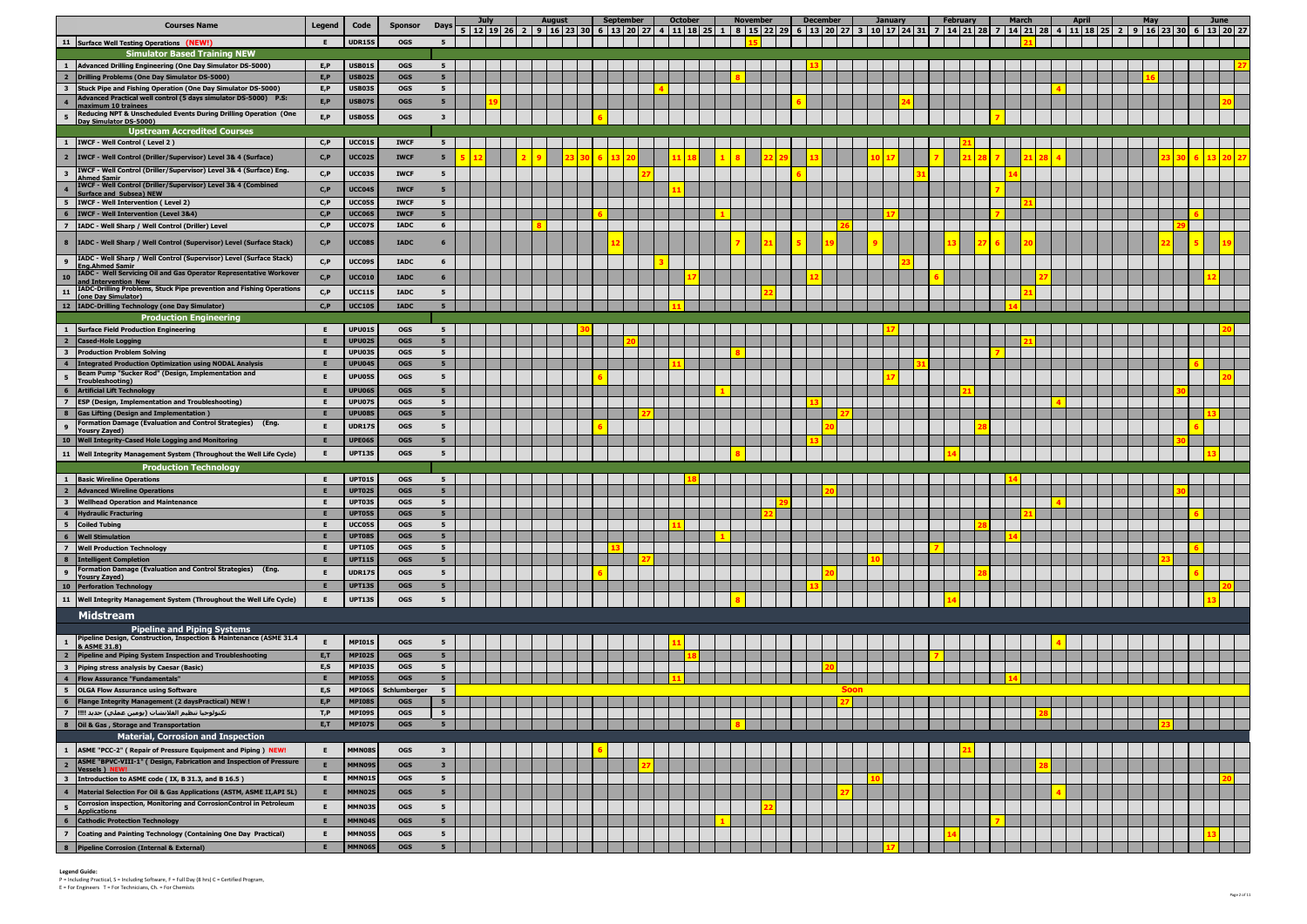| # | Courses Name | Legend | Code | Sponsor | Days | July | August | September | October | November | December | January | February | March | April | May | June |
|---|---|---|---|---|---|---|---|---|---|---|---|---|---|---|---|---|---|
| 11 | Surface Well Testing Operations (NEW!) | E | UDR15S | OGS | 5 | | | | | 15 | | | | 21 | | | |
| | **Simulator Based Training NEW** | | | | | | | | | | | | | | | | |
| 1 | Advanced Drilling Engineering (One Day Simulator DS-5000) | E,P | USB01S | OGS | 5 | | | | | | 13 | | | | | | 27 |
| 2 | Drilling Problems (One Day Simulator DS-5000) | E,P | USB02S | OGS | 5 | | | | | 8 | | | | | | 16 | |
| 3 | Stuck Pipe and Fishing Operation (One Day Simulator DS-5000) | E,P | USB03S | OGS | 5 | | | | 4 | | | | | | 4 | | |
| 4 | Advanced Practical well control (5 days simulator DS-5000) P.S: maximum 10 trainees | E,P | USB07S | OGS | 5 | 19 | | | | | 6 | 24 | | | | | 20 |
| 5 | Reducing NPT & Unscheduled Events During Drilling Operation (One Day Simulator DS-5000) | E,P | USB05S | OGS | 3 | | | 6 | | | | | | 7 | | | |
| | **Upstream Accredited Courses** | | | | | | | | | | | | | | | | |
| 1 | IWCF - Well Control ( Level 2 ) | C,P | UCC01S | IWCF | 5 | | | | | | | | 21 | | | | |
| 2 | IWCF - Well Control (Driller/Supervisor) Level 3& 4 (Surface) | C,P | UCC02S | IWCF | 5 | 5, 12 | 2, 9, 23, 30 | 6, 13, 20 | 11, 18 | 1, 8, 22, 29 | 13 | 10, 17 | 7, 21, 28 | 7, 21, 28 | 4 | 23, 30 | 6, 13, 20, 27 |
| 3 | IWCF - Well Control (Driller/Supervisor) Level 3& 4 (Surface) Eng. Ahmed Samir | C,P | UCC03S | IWCF | 5 | | | 27 | | | 6 | 31 | | 14 | | | |
| 4 | IWCF - Well Control (Driller/Supervisor) Level 3& 4 (Combined Surface and Subsea) NEW | C,P | UCC04S | IWCF | 5 | | | | 11 | | | | | 7 | | | |
| 5 | IWCF - Well Intervention ( Level 2) | C,P | UCC05S | IWCF | 5 | | | | | | | | | 21 | | | |
| 6 | IWCF - Well Intervention (Level 3&4) | C,P | UCC06S | IWCF | 5 | | | 6 | | 1 | | 17 | | 7 | | | 6 |
| 7 | IADC - Well Sharp / Well Control (Driller) Level | C,P | UCC07S | IADC | 6 | | 8 | | | | 26 | | | | | 29 | |
| 8 | IADC - Well Sharp / Well Control (Supervisor) Level (Surface Stack) | C,P | UCC08S | IADC | 6 | | | 12 | | 7, 21 | 5, 19 | 9 | 13, 27 | 6, 20 | | 22 | 5, 19 |
| 9 | IADC - Well Sharp / Well Control (Supervisor) Level (Surface Stack) Eng.Ahmed Samir | C,P | UCC09S | IADC | 6 | | | | 3 | | | 23 | | | | | |
| 10 | IADC - Well Servicing Oil and Gas Operator Representative Workover and Intervention New | C,P | UCC010 | IADC | 6 | | | | 17 | | 12 | | 6 | 27 | | | 12 |
| 11 | IADC-Drilling Problems, Stuck Pipe prevention and Fishing Operations (one Day Simulator) | C,P | UCC11S | IADC | 5 | | | | | 22 | | | | 21 | | | |
| 12 | IADC-Drilling Technology (one Day Simulator) | C,P | UCC10S | IADC | 5 | | | | 11 | | | | | 14 | | | |
| | **Production Engineering** | | | | | | | | | | | | | | | | |
| 1 | Surface Field Production Engineering | E | UPU01S | OGS | 5 | | 30 | | | | | 17 | | | | | 20 |
| 2 | Cased-Hole Logging | E | UPU02S | OGS | 5 | | | 20 | | | | | | 21 | | | |
| 3 | Production Problem Solving | E | UPU03S | OGS | 5 | | | | | 8 | | | | 7 | | | |
| 4 | Integrated Production Optimization using NODAL Analysis | E | UPU04S | OGS | 5 | | | | 11 | | | 31 | | | | | 6 |
| 5 | Beam Pump "Sucker Rod" (Design, Implementation and Troubleshooting) | E | UPU05S | OGS | 5 | | | 6 | | | | 17 | | | | | 20 |
| 6 | Artificial Lift Technology | E | UPU06S | OGS | 5 | | | | | 1 | | | 21 | | | 30 | |
| 7 | ESP (Design, Implementation and Troubleshooting) | E | UPU07S | OGS | 5 | | | | | | 13 | | | | 4 | | |
| 8 | Gas Lifting (Design and Implementation ) | E | UPU08S | OGS | 5 | | | 27 | | | 27 | | | | | | 13 |
| 9 | Formation Damage (Evaluation and Control Strategies) (Eng. Yousry Zayed) | E | UDR17S | OGS | 5 | | | 6 | | | 20 | | 28 | | | | 6 |
| 10 | Well Integrity-Cased Hole Logging and Monitoring | E | UPE06S | OGS | 5 | | | | | | 13 | | | | | 30 | |
| 11 | Well Integrity Management System (Throughout the Well Life Cycle) | E | UPT13S | OGS | 5 | | | | | 8 | | | 14 | | | | 13 |
| | **Production Technology** | | | | | | | | | | | | | | | | |
| 1 | Basic Wireline Operations | E | UPT01S | OGS | 5 | | | | 18 | | | | | 14 | | | |
| 2 | Advanced Wireline Operations | E | UPT02S | OGS | 5 | | | | | | 20 | | | | | 30 | |
| 3 | Wellhead Operation and Maintenance | E | UPT03S | OGS | 5 | | | | | 29 | | | | | 4 | | |
| 4 | Hydraulic Fracturing | E | UPT05S | OGS | 5 | | | | | 22 | | | | 21 | | | 6 |
| 5 | Coiled Tubing | E | UCC05S | OGS | 5 | | | | 11 | | | | 28 | | | | |
| 6 | Well Stimulation | E | UPT08S | OGS | 5 | | | | | 1 | | | | 14 | | | |
| 7 | Well Production Technology | E | UPT10S | OGS | 5 | | | 13 | | | | | 7 | | | | 6 |
| 8 | Intelligent Completion | E | UPT11S | OGS | 5 | | | 27 | | | | 10 | | | | 23 | |
| 9 | Formation Damage (Evaluation and Control Strategies) (Eng. Yousry Zayed) | E | UDR17S | OGS | 5 | | | 6 | | | 20 | | 28 | | | | 6 |
| 10 | Perforation Technology | E | UPT13S | OGS | 5 | | | | | | 13 | | | | | | 20 |
| 11 | Well Integrity Management System (Throughout the Well Life Cycle) | E | UPT13S | OGS | 5 | | | | | 8 | | | 14 | | | | 13 |
| | **Midstream** | | | | | | | | | | | | | | | | |
| | **Pipeline and Piping Systems** | | | | | | | | | | | | | | | | |
| 1 | Pipeline Design, Construction, Inspection & Maintenance (ASME 31.4 & ASME 31.8) | E | MPI01S | OGS | 5 | | | | 11 | | | | | | 4 | | |
| 2 | Pipeline and Piping System Inspection and Troubleshooting | E,T | MPI02S | OGS | 5 | | | | 18 | | | | 7 | | | | |
| 3 | Piping stress analysis by Caesar (Basic) | E,S | MPI03S | OGS | 5 | | | | | | 20 | | | | | | |
| 4 | Flow Assurance "Fundamentals" | E | MPI05S | OGS | 5 | | | | 11 | | | | | 14 | | | |
| 5 | OLGA Flow Assurance using Software | E,S | MPI06S | Schlumberger | 5 | Soon | | | | | | | | | | | |
| 6 | Flange Integrity Management (2 daysPractical) NEW ! | E,P | MPI08S | OGS | 5 | | | | | | 27 | | | | | | |
| 7 | تكنولوجيا تنظيم الفلانشات (يومين عملي) جديد !!!! | T,P | MPI09S | OGS | 5 | | | | | | | | | 28 | | | |
| 8 | Oil & Gas , Storage and Transportation | E,T | MPI07S | OGS | 5 | | | | | 8 | | | | | | 23 | |
| | **Material, Corrosion and Inspection** | | | | | | | | | | | | | | | | |
| 1 | ASME "PCC-2" ( Repair of Pressure Equipment and Piping ) NEW! | E | MMN08S | OGS | 3 | | | 6 | | | | | 21 | | | | |
| 2 | ASME "BPVC-VIII-1" ( Design, Fabrication and Inspection of Pressure Vessels ) NEW! | E | MMN09S | OGS | 3 | | | 27 | | | | | | 28 | | | |
| 3 | Introduction to ASME code ( IX, B 31.3, and B 16.5 ) | E | MMN01S | OGS | 5 | | | | | | | 10 | | | | | 20 |
| 4 | Material Selection For Oil & Gas Applications (ASTM, ASME II,API 5L) | E | MMN02S | OGS | 5 | | | | | | 27 | | | | 4 | | |
| 5 | Corrosion inspection, Monitoring and CorrosionControl in Petroleum Applications | E | MMN03S | OGS | 5 | | | | | 22 | | | | | | | |
| 6 | Cathodic Protection Technology | E | MMN04S | OGS | 5 | | | | | 1 | | | | 7 | | | |
| 7 | Coating and Painting Technology (Containing One Day Practical) | E | MMN05S | OGS | 5 | | | | | | | | 14 | | | | 13 |
| 8 | Pipeline Corrosion (Internal & External) | E | MMN06S | OGS | 5 | | | | | | | 17 | | | | | |

**Legend Guide:**

P = Including Practical, S = Including Software, F = Full Day (8 hrs) C = Certified Program,

E = For Engineers T = For Technicians, Ch. = For Chemists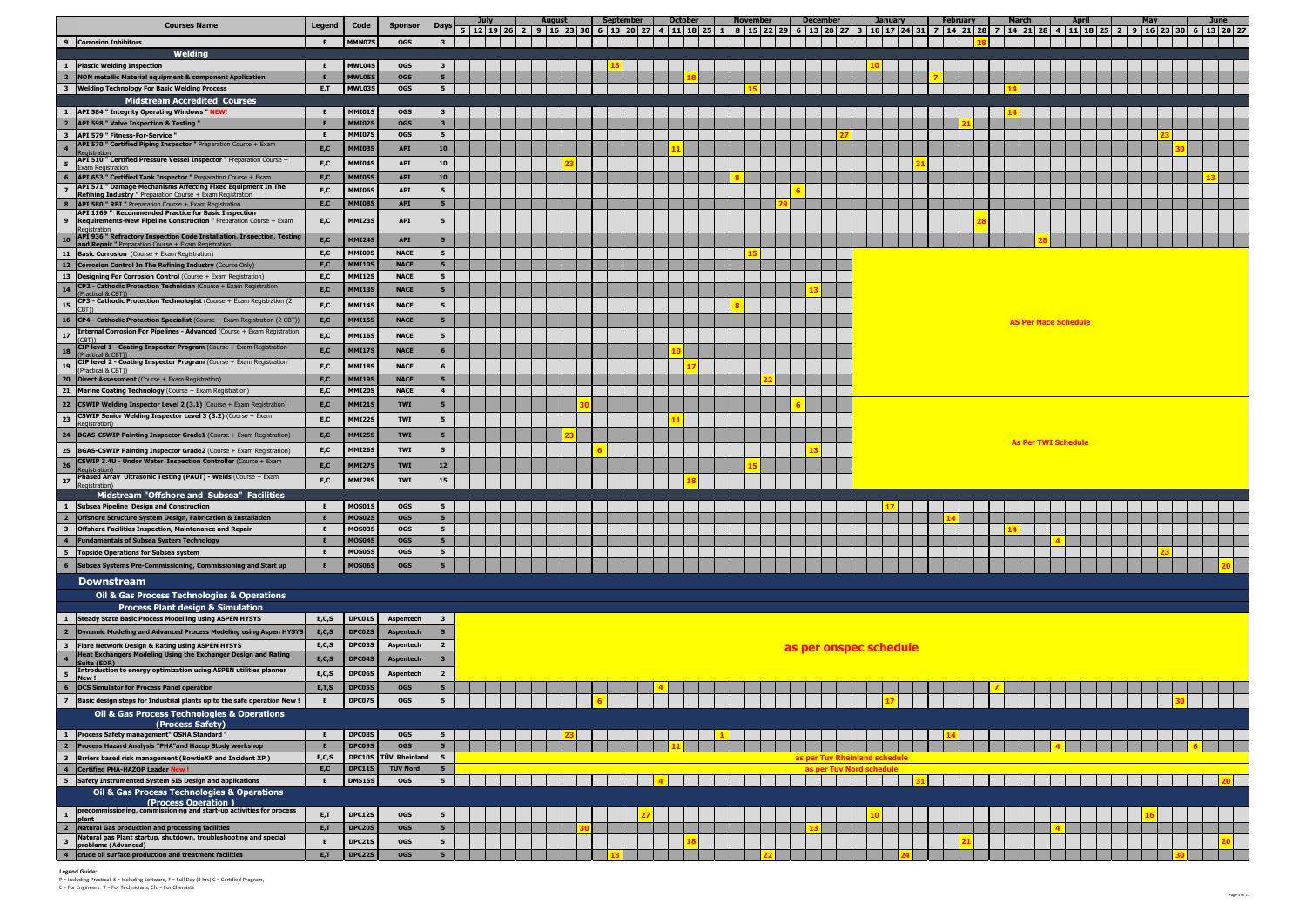| # | Courses Name | Legend | Code | Sponsor | Days | July | August | September | October | November | December | January | February | March | April | May | June |
|---|---|---|---|---|---|---|---|---|---|---|---|---|---|---|---|---|---|
| 9 | **Corrosion Inhibitors** | E | MMN07S | OGS | 3 | | | | | | | | 28 | | | | |
| | **Welding** | | | | | | | | | | | | | | | | |
| 1 | **Plastic Welding Inspection** | E | MWL04S | OGS | 3 | | | 13 | | | | 10 | | | | | |
| 2 | **NON metallic Material equipment & component Application** | E | MWL05S | OGS | 5 | | | | 18 | | | | 7 | | | | |
| 3 | **Welding Technology For Basic Welding Process** | E,T | MWL03S | OGS | 5 | | | | | 15 | | | | 14 | | | |
| | **Midstream Accredited Courses** | | | | | | | | | | | | | | | | |
| 1 | **API 584 " Integrity Operating Windows " NEW!** | E | MMI01S | OGS | 3 | | | | | | | | | 14 | | | |
| 2 | **API 598 " Valve Inspection & Testing "** | E | MMI02S | OGS | 3 | | | | | | | | 21 | | | | |
| 3 | **API 579 " Fitness-For-Service "** | E | MMI07S | OGS | 5 | | | | | | 27 | | | | | 23 | |
| 4 | **API 570 " Certified Piping Inspector "** Preparation Course + Exam Registration | E,C | MMI03S | API | 10 | | | | 11 | | | | | | | 30 | |
| 5 | **API 510 " Certified Pressure Vessel Inspector "** Preparation Course + Exam Registration | E,C | MMI04S | API | 10 | | 23 | | | | | 31 | | | | | |
| 6 | **API 653 " Certified Tank Inspector "** Preparation Course + Exam | E,C | MMI05S | API | 10 | | | | | 8 | | | | | | | 13 |
| 7 | **API 571 " Damage Mechanisms Affecting Fixed Equipment In The Refining Industry "** Preparation Course + Exam Registration | E,C | MMI06S | API | 5 | | | | | | 6 | | | | | | |
| 8 | **API 580 " RBI "** Preparation Course + Exam Registration | E,C | MMI08S | API | 5 | | | | | 29 | | | | | | | |
| 9 | **API 1169 " Recommended Practice for Basic Inspection Requirements-New Pipeline Construction "** Preparation Course + Exam Registration | E,C | MMI23S | API | 5 | | | | | | | | 28 | | | | |
| 10 | **API 936 " Refractory Inspection Code Installation, Inspection, Testing and Repair "** Preparation Course + Exam Registration | E,C | MMI24S | API | 5 | | | | | | | | | 28 | | | |
| 11 | **Basic Corrosion** (Course + Exam Registration) | E,C | MMI09S | NACE | 5 | | | | | 15 | | AS Per Nace Schedule | | | | | |
| 12 | **Corrosion Control In The Refining Industry** (Course Only) | E,C | MMI10S | NACE | 5 | | | | | | | AS Per Nace Schedule | | | | | |
| 13 | **Designing For Corrosion Control** (Course + Exam Registration) | E,C | MMI12S | NACE | 5 | | | | | | | AS Per Nace Schedule | | | | | |
| 14 | **CP2 - Cathodic Protection Technician** (Course + Exam Registration (Practical & CBT)) | E,C | MMI13S | NACE | 5 | | | | | | 13 | AS Per Nace Schedule | | | | | |
| 15 | **CP3 - Cathodic Protection Technologist** (Course + Exam Registration (2 CBT)) | E,C | MMI14S | NACE | 5 | | | | | 8 | | AS Per Nace Schedule | | | | | |
| 16 | **CP4 - Cathodic Protection Specialist** (Course + Exam Registration (2 CBT)) | E,C | MMI15S | NACE | 5 | | | | | | | AS Per Nace Schedule | | | | | |
| 17 | **Internal Corrosion For Pipelines - Advanced** (Course + Exam Registration (CBT)) | E,C | MMI16S | NACE | 5 | | | | | | | AS Per Nace Schedule | | | | | |
| 18 | **CIP level 1 - Coating Inspector Program** (Course + Exam Registration (Practical & CBT)) | E,C | MMI17S | NACE | 6 | | | | 10 | | | AS Per Nace Schedule | | | | | |
| 19 | **CIP level 2 - Coating Inspector Program** (Course + Exam Registration (Practical & CBT)) | E,C | MMI18S | NACE | 6 | | | | 17 | | | AS Per Nace Schedule | | | | | |
| 20 | **Direct Assessment** (Course + Exam Registration) | E,C | MMI19S | NACE | 5 | | | | | 22 | | AS Per Nace Schedule | | | | | |
| 21 | **Marine Coating Technology** (Course + Exam Registration) | E,C | MMI20S | NACE | 4 | | | | | | | AS Per Nace Schedule | | | | | |
| 22 | **CSWIP Welding Inspector Level 2 (3.1)** (Course + Exam Registration) | E,C | MMI21S | TWI | 5 | | 30 | | | | 6 | As Per TWI Schedule | | | | | |
| 23 | **CSWIP Senior Welding Inspector Level 3 (3.2)** (Course + Exam Registration) | E,C | MMI22S | TWI | 5 | | | | 11 | | | As Per TWI Schedule | | | | | |
| 24 | **BGAS-CSWIP Painting Inspector Grade1** (Course + Exam Registration) | E,C | MMI25S | TWI | 5 | | 23 | | | | | As Per TWI Schedule | | | | | |
| 25 | **BGAS-CSWIP Painting Inspector Grade2** (Course + Exam Registration) | E,C | MMI26S | TWI | 5 | | | 6 | | | 13 | As Per TWI Schedule | | | | | |
| 26 | **CSWIP 3.4U - Under Water Inspection Controller** (Course + Exam Registration) | E,C | MMI27S | TWI | 12 | | | | | 15 | | As Per TWI Schedule | | | | | |
| 27 | **Phased Array Ultrasonic Testing (PAUT) - Welds** (Course + Exam Registration) | E,C | MMI28S | TWI | 15 | | | | 18 | | | As Per TWI Schedule | | | | | |
| | **Midstream "Offshore and Subsea" Facilities** | | | | | | | | | | | | | | | | |
| 1 | **Subsea Pipeline Design and Construction** | E | MOS01S | OGS | 5 | | | | | | | 17 | | | | | |
| 2 | **Offshore Structure System Design, Fabrication & Installation** | E | MOS02S | OGS | 5 | | | | | | | | 14 | | | | |
| 3 | **Offshore Facilities Inspection, Maintenance and Repair** | E | MOS03S | OGS | 5 | | | | | | | | | 14 | | | |
| 4 | **Fundamentals of Subsea System Technology** | E | MOS04S | OGS | 5 | | | | | | | | | | 4 | | |
| 5 | **Topside Operations for Subsea system** | E | MOS05S | OGS | 5 | | | | | | | | | | | 23 | |
| 6 | **Subsea Systems Pre-Commissioning, Commissioning and Start up** | E | MOS06S | OGS | 5 | | | | | | | | | | | | 20 |
| | **Downstream** | | | | | | | | | | | | | | | | |
| | **Oil & Gas Process Technologies & Operations** | | | | | | | | | | | | | | | | |
| | **Process Plant design & Simulation** | | | | | | | | | | | | | | | | |
| 1 | **Steady State Basic Process Modelling using ASPEN HYSYS** | E,C,S | DPC01S | Aspentech | 3 | as per onspec schedule | | | | | | | | | | | |
| 2 | **Dynamic Modeling and Advanced Process Modeling using Aspen HYSYS** | E,C,S | DPC02S | Aspentech | 5 | as per onspec schedule | | | | | | | | | | | |
| 3 | **Flare Network Design & Rating using ASPEN HYSYS** | E,C,S | DPC03S | Aspentech | 2 | as per onspec schedule | | | | | | | | | | | |
| 4 | **Heat Exchangers Modeling Using the Exchanger Design and Rating Suite (EDR)** | E,C,S | DPC04S | Aspentech | 3 | as per onspec schedule | | | | | | | | | | | |
| 5 | **Introduction to energy optimization using ASPEN utilities planner New !** | E,C,S | DPC06S | Aspentech | 2 | as per onspec schedule | | | | | | | | | | | |
| 6 | **DCS Simulator for Process Panel operation** | E,T,S | DPC05S | OGS | 5 | | | | 4 | | | | 7 | | | | |
| 7 | **Basic design steps for Industrial plants up to the safe operation New !** | E | DPC07S | OGS | 5 | | | 6 | | | | 17 | | | | 30 | |
| | **Oil & Gas Process Technologies & Operations (Process Safety)** | | | | | | | | | | | | | | | | |
| 1 | **Process Safety management" OSHA Standard "** | E | DPC08S | OGS | 5 | | 23 | | | 1 | | | 14 | | | | |
| 2 | **Process Hazard Analysis "PHA"and Hazop Study workshop** | E | DPC09S | OGS | 5 | | | | 11 | | | | | | 4 | | 6 |
| 3 | **Brriers based risk management (BowtieXP and Incident XP )** | E,C,S | DPC10S | TÜV Rheinland | 5 | as per Tuv Rheinland schedule | | | | | | | | | | | |
| 4 | **Certified PHA-HAZOP Leader New !** | E,C | DPC11S | TUV Nord | 5 | as per Tuv Nord schedule | | | | | | | | | | | |
| 5 | **Safety Instrumented System SIS Design and applications** | E | DMS15S | OGS | 5 | | | | 4 | | | 31 | | | | | 20 |
| | **Oil & Gas Process Technologies & Operations (Process Operation )** | | | | | | | | | | | | | | | | |
| 1 | **precommissioning, commissioning and start-up activities for process plant** | E,T | DPC12S | OGS | 5 | | | 27 | | | | 10 | | | | 16 | |
| 2 | **Natural Gas production and processing facilities** | E,T | DPC20S | OGS | 5 | | 30 | | | | 13 | | | | 4 | | |
| 3 | **Natural gas Plant startup, shutdown, troubleshooting and special problems (Advanced)** | E | DPC21S | OGS | 5 | | | | 18 | | | | 21 | | | | 20 |
| 4 | **crude oil surface production and treatment facilities** | E,T | DPC22S | OGS | 5 | | | 13 | | 22 | | 24 | | | | 30 | |

**Legend Guide:**

P = Including Practical, S = Including Software, F = Full Day (8 hrs) C = Certified Program,

E = For Engineers T = For Technicians, Ch. = For Chemists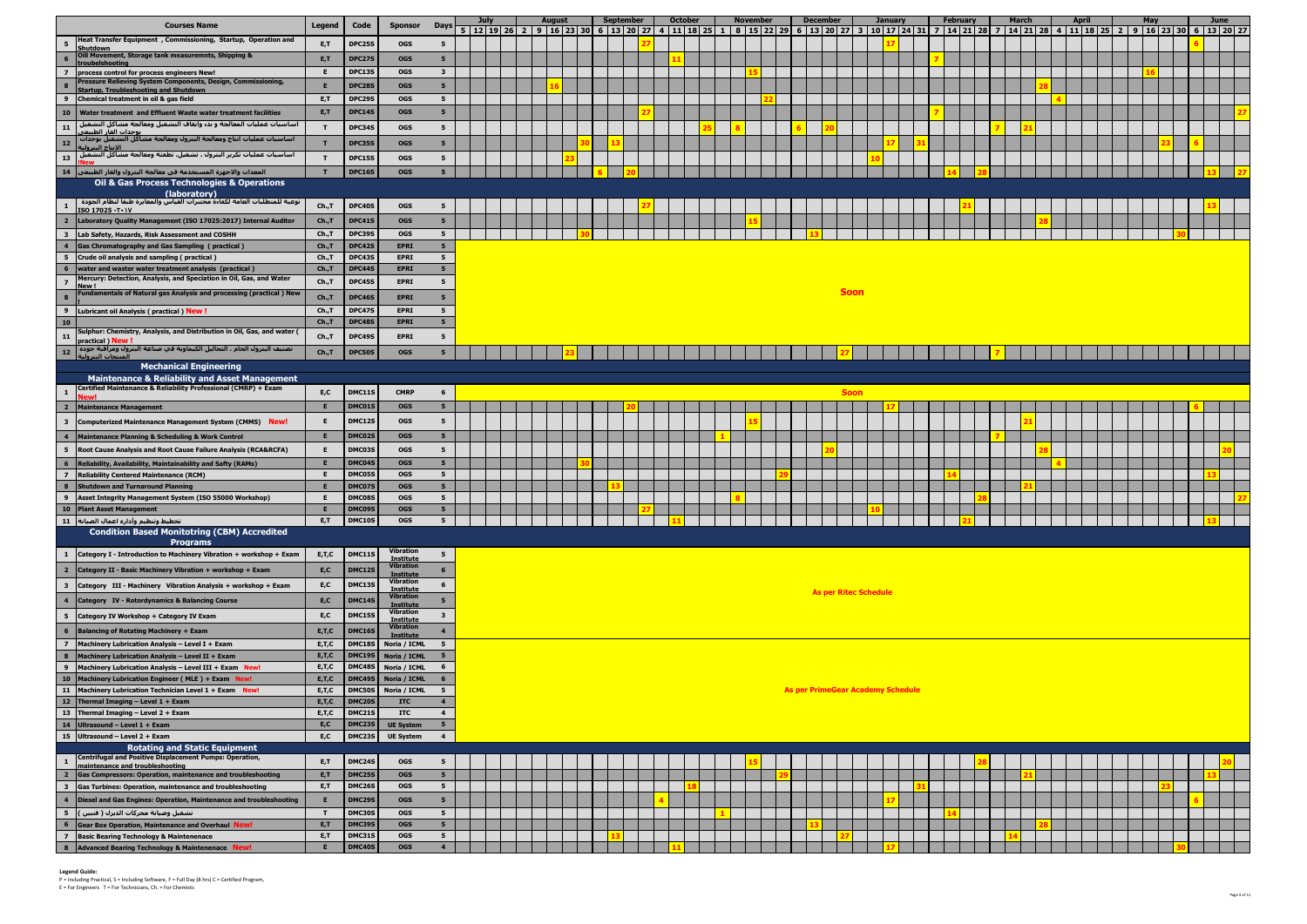| # | Courses Name | Legend | Code | Sponsor | Days | July | August | September | October | November | December | January | February | March | April | May | June |
|---|---|---|---|---|---|---|---|---|---|---|---|---|---|---|---|---|---|
| 5 | Heat Transfer Equipment , Commissioning, Startup, Operation and Shutdown | E,T | DPC25S | OGS | 5 | | | 27 | | | | 17 | | | | | 6 |
| 6 | Oill Movement, Storage tank measuremnts, Shipping & troubelshooting | E,T | DPC27S | OGS | 5 | | | | 11 | | | | 7 | | | | |
| 7 | process control for process engineers New! | E | DPC13S | OGS | 3 | | | | | 15 | | | | | | 16 | |
| 8 | Pressure Relieving System Components, Design, Commissioning, Startup, Troubleshooting and Shutdown | E | DPC28S | OGS | 5 | | 16 | | | | | | | 28 | | | |
| 9 | Chemical treatment in oil & gas field | E,T | DPC29S | OGS | 5 | | | | | 22 | | | | | 4 | | |
| 10 | Water treatment and Effluent Waste water treatment facilities | E,T | DPC14S | OGS | 5 | | | 27 | | | | | 7 | | | | 27 |
| 11 | اساسيات عمليات المعالجة و بدء وايقاف التشغيل ومعالجة مشاكل التشغيل بوحدات الغاز الطبيعي | T | DPC34S | OGS | 5 | | | | 25 | 8 | 6, 20 | | | 7, 21 | | | |
| 12 | اساسيات عمليات انتاج ومعالجة البترول ومعالجة مشاكل التشغيل بوحدات الإنتاج البترولية | T | DPC35S | OGS | 5 | | 30 | 13 | | | | 17, 31 | | | | 23 | 6 |
| 13 | اساسيات عمليات تكرير البترول ، تشغيل، نظفة ومعالجة مشاكل التشغيل !New | T | DPC15S | OGS | 5 | | 23 | | | | | 10 | | | | | |
| 14 | المعدات والاجهزة المستخدمة في معالجة البترول والغاز الطبيعي | T | DPC16S | OGS | 5 | | | 6, 20 | | | | | 14, 28 | | | | 13, 27 |
| | **Oil & Gas Process Technologies & Operations (laboratory)** | | | | | | | | | | | | | | | | |
| 1 | توعيه للمتطلبات العامة لكفاءة مختبرات القياس والمعايرة طبقا لنظام الجودة ISO 17025 -٢٠١٧ | Ch.,T | DPC40S | OGS | 5 | | | 27 | | | | | 21 | | | | 13 |
| 2 | Laboratory Quality Management (ISO 17025:2017) Internal Auditor | Ch.,T | DPC41S | OGS | 5 | | | | | 15 | | | | 28 | | | |
| 3 | Lab Safety, Hazards, Risk Assessment and COSHH | Ch.,T | DPC39S | OGS | 5 | | 30 | | | | 13 | | | | | 30 | |
| 4 | Gas Chromatography and Gas Sampling ( practical ) | Ch.,T | DPC42S | EPRI | 5 | Soon | | | | | | | | | | | |
| 5 | Crude oil analysis and sampling ( practical ) | Ch.,T | DPC43S | EPRI | 5 | Soon | | | | | | | | | | | |
| 6 | water and waster water treatment analysis (practical ) | Ch.,T | DPC44S | EPRI | 5 | Soon | | | | | | | | | | | |
| 7 | Mercury: Detection, Analysis, and Speciation in Oil, Gas, and Water New ! | Ch.,T | DPC45S | EPRI | 5 | Soon | | | | | | | | | | | |
| 8 | Fundamentals of Natural gas Analysis and processing (practical ) New ! | Ch.,T | DPC46S | EPRI | 5 | Soon | | | | | | | | | | | |
| 9 | Lubricant oil Analysis ( practical ) New ! | Ch.,T | DPC47S | EPRI | 5 | Soon | | | | | | | | | | | |
| 10 | | Ch.,T | DPC48S | EPRI | 5 | Soon | | | | | | | | | | | |
| 11 | Sulphur: Chemistry, Analysis, and Distribution in Oil, Gas, and water ( practical ) New ! | Ch.,T | DPC49S | EPRI | 5 | Soon | | | | | | | | | | | |
| 12 | تصنيف البترول الخام ، التحاليل الكيماوية في صناعة البترول ومراقبة جودة المنتجات البترولية | Ch.,T | DPC50S | OGS | 5 | | 23 | | | | 27 | | | 7 | | | |
| | **Mechanical Engineering** | | | | | | | | | | | | | | | | |
| | **Maintenance & Reliability and Asset Management** | | | | | | | | | | | | | | | | |
| 1 | Certified Maintenance & Reliability Professional (CMRP) + Exam New! | E,C | DMC11S | CMRP | 6 | Soon | | | | | | | | | | | |
| 2 | Maintenance Management | E | DMC01S | OGS | 5 | | | 20 | | | | 17 | | | | | 6 |
| 3 | Computerized Maintenance Management System (CMMS) New! | E | DMC12S | OGS | 5 | | | | | 15 | | | | 21 | | | |
| 4 | Maintenance Planning & Scheduling & Work Control | E | DMC02S | OGS | 5 | | | | | 1 | | | | 7 | | | |
| 5 | Root Cause Analysis and Root Cause Failure Analysis (RCA&RCFA) | E | DMC03S | OGS | 5 | | | | | | 20 | | | 28 | | | 20 |
| 6 | Reliability, Availability, Maintainability and Safty (RAMs) | E | DMC04S | OGS | 5 | | 30 | | | | | | | | 4 | | |
| 7 | Reliability Centered Maintenance (RCM) | E | DMC05S | OGS | 5 | | | | | 29 | | | 14 | | | | 13 |
| 8 | Shutdown and Turnaround Planning | E | DMC07S | OGS | 5 | | | 13 | | | | | | 21 | | | |
| 9 | Asset Integrity Management System (ISO 55000 Workshop) | E | DMC08S | OGS | 5 | | | | | 8 | | | 28 | | | | |
| 10 | Plant Asset Management | E | DMC09S | OGS | 5 | | | 27 | | | | 10 | | | | | 27 |
| 11 | تخطيط وتنظيم وادارة اعمال الصيانة | E,T | DMC10S | OGS | 5 | | | | 11 | | | | 21 | | | | 13 |
| | **Condition Based Monitotring (CBM) Accredited Programs** | | | | | | | | | | | | | | | | |
| 1 | Category I - Introduction to Machinery Vibration + workshop + Exam | E,T,C | DMC11S | Vibration Institute | 5 | As per Ritec Schedule | | | | | | | | | | | |
| 2 | Category II - Basic Machinery Vibration + workshop + Exam | E,C | DMC12S | Vibration Institute | 6 | As per Ritec Schedule | | | | | | | | | | | |
| 3 | Category III - Machinery Vibration Analysis + workshop + Exam | E,C | DMC13S | Vibration Institute | 6 | As per Ritec Schedule | | | | | | | | | | | |
| 4 | Category IV - Rotordynamics & Balancing Course | E,C | DMC14S | Vibration Institute | 5 | As per Ritec Schedule | | | | | | | | | | | |
| 5 | Category IV Workshop + Category IV Exam | E,C | DMC15S | Vibration Institute | 3 | As per Ritec Schedule | | | | | | | | | | | |
| 6 | Balancing of Rotating Machinery + Exam | E,T,C | DMC16S | Vibration Institute | 4 | As per Ritec Schedule | | | | | | | | | | | |
| 7 | Machinery Lubrication Analysis – Level I + Exam | E,T,C | DMC18S | Noria / ICML | 5 | As per PrimeGear Academy Schedule | | | | | | | | | | | |
| 8 | Machinery Lubrication Analysis – Level II + Exam | E,T,C | DMC19S | Noria / ICML | 5 | As per PrimeGear Academy Schedule | | | | | | | | | | | |
| 9 | Machinery Lubrication Analysis – Level III + Exam New! | E,T,C | DMC48S | Noria / ICML | 6 | As per PrimeGear Academy Schedule | | | | | | | | | | | |
| 10 | Machinery Lubrication Engineer ( MLE ) + Exam New! | E,T,C | DMC49S | Noria / ICML | 6 | As per PrimeGear Academy Schedule | | | | | | | | | | | |
| 11 | Machinery Lubrication Technician Level 1 + Exam New! | E,T,C | DMC50S | Noria / ICML | 5 | As per PrimeGear Academy Schedule | | | | | | | | | | | |
| 12 | Thermal Imaging – Level 1 + Exam | E,T,C | DMC20S | ITC | 4 | As per PrimeGear Academy Schedule | | | | | | | | | | | |
| 13 | Thermal Imaging – Level 2 + Exam | E,T,C | DMC21S | ITC | 4 | As per PrimeGear Academy Schedule | | | | | | | | | | | |
| 14 | Ultrasound – Level 1 + Exam | E,C | DMC23S | UE System | 5 | As per PrimeGear Academy Schedule | | | | | | | | | | | |
| 15 | Ultrasound – Level 2 + Exam | E,C | DMC23S | UE System | 4 | As per PrimeGear Academy Schedule | | | | | | | | | | | |
| | **Rotating and Static Equipment** | | | | | | | | | | | | | | | | |
| 1 | Centrifugal and Positive Displacement Pumps: Operation, maintenance and troubleshooting | E,T | DMC24S | OGS | 5 | | | | | 15 | | | 28 | | | | 20 |
| 2 | Gas Compressors: Operation, maintenance and troubleshooting | E,T | DMC25S | OGS | 5 | | | | | 29 | | | | 21 | | | 13 |
| 3 | Gas Turbines: Operation, maintenance and troubleshooting | E,T | DMC26S | OGS | 5 | | | | 18 | | | 31 | | | | 23 | |
| 4 | Diesel and Gas Engines: Operation, Maintenance and troubleshooting | E | DMC29S | OGS | 5 | | | | 4 | | | 17 | | | | | 6 |
| 5 | تشغيل وصيانة محركات الديزل ( فنيين ) | T | DMC30S | OGS | 5 | | | | | 1 | | | 14 | | | | |
| 6 | Gear Box Operation, Maintenance and Overhaul New! | E,T | DMC39S | OGS | 5 | | | | | | 13 | | | 28 | | | |
| 7 | Basic Bearing Technology & Maintenecae | E,T | DMC31S | OGS | 5 | | | 13 | | | 27 | | | 14 | | | |
| 8 | Advanced Bearing Technology & Maintenecae New! | E | DMC40S | OGS | 4 | | | | 11 | | | 17 | | | | 30 | |

**Legend Guide:**
P = Including Practical, S = Including Software, F = Full Day (8 hrs) C = Certified Program,
E = For Engineers T = For Technicians, Ch. = For Chemists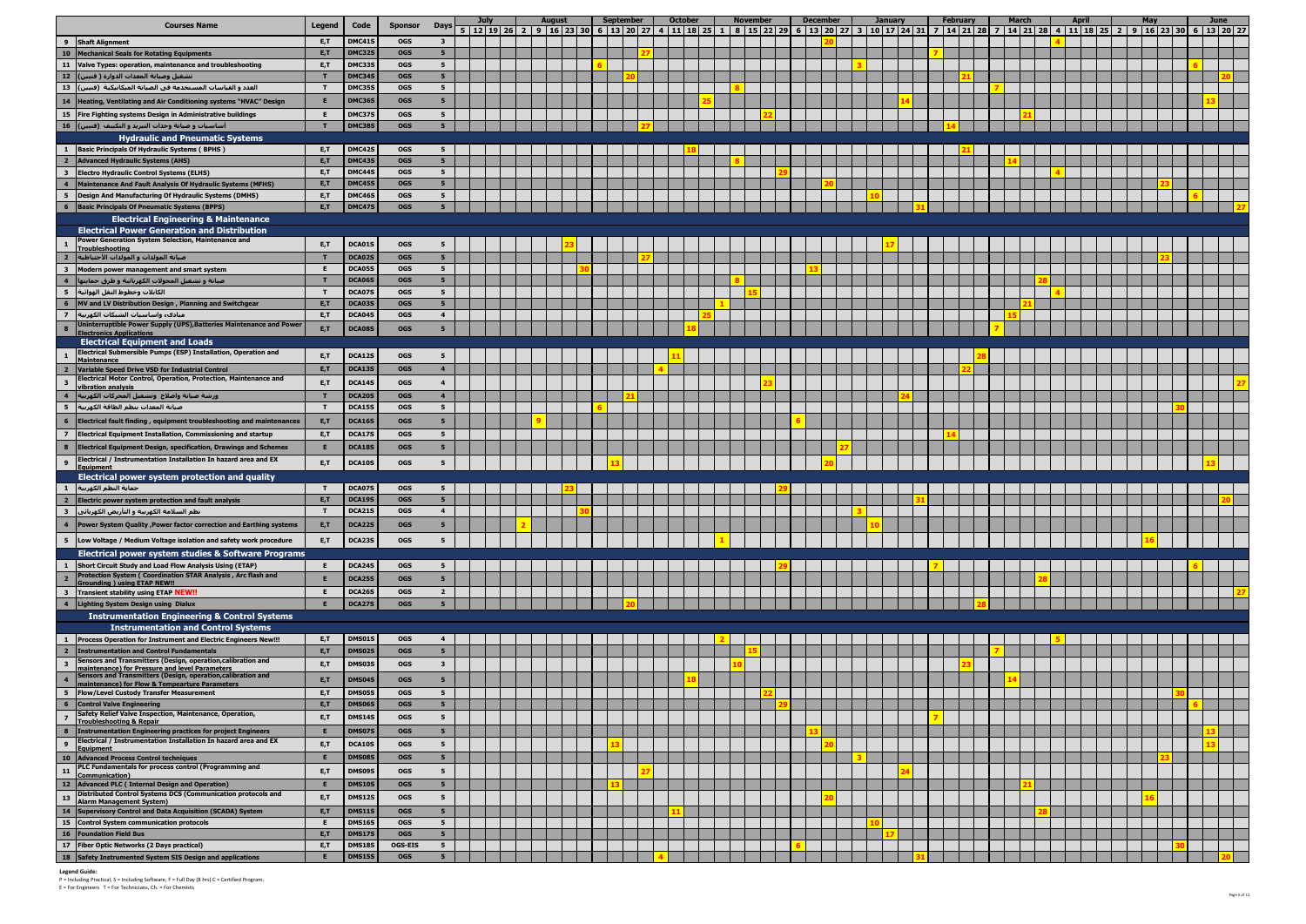| # | Courses Name | Legend | Code | Sponsor | Days | July | August | September | October | November | December | January | February | March | April | May | June |
|---|---|---|---|---|---|---|---|---|---|---|---|---|---|---|---|---|---|
| 9 | Shaft Alignment | E,T | DMC41S | OGS | 3 | | | | | | 20 | | | | 4 | | |
| 10 | Mechanical Seals for Rotating Equipments | E,T | DMC32S | OGS | 5 | | | 27 | | | | | 7 | | | | |
| 11 | Valve Types: operation, maintenance and troubleshooting | E,T | DMC33S | OGS | 5 | | | 6 | | | | 3 | | | | | 6 |
| 12 | تشغيل وصيانة المعدات الدوارة ( فنيين) | T | DMC34S | OGS | 5 | | | 20 | | | | | 21 | | | | 20 |
| 13 | العدد و القياسات المستخدمة فى الصيانة الميكانيكية (فنيين) | T | DMC35S | OGS | 5 | | | | | 8 | | | | 7 | | | |
| 14 | Heating, Ventilating and Air Conditioning systems "HVAC" Design | E | DMC36S | OGS | 5 | | | | 25 | | | 14 | | | | | 13 |
| 15 | Fire Fighting systems Design in Administrative buildings | E | DMC37S | OGS | 5 | | | | | 22 | | | | 21 | | | |
| 16 | أساسيات و صيانة وحدات التبريد و التكييف (فنيين) | T | DMC38S | OGS | 5 | | | 27 | | | | | 14 | | | | |
| | **Hydraulic and Pneumatic Systems** | | | | | | | | | | | | | | | | |
| 1 | Basic Principals Of Hydraulic Systems ( BPHS ) | E,T | DMC42S | OGS | 5 | | | | 18 | | | | 21 | | | | |
| 2 | Advanced Hydraulic Systems (AHS) | E,T | DMC43S | OGS | 5 | | | | | 8 | | | | 14 | | | |
| 3 | Electro Hydraulic Control Systems (ELHS) | E,T | DMC44S | OGS | 5 | | | | | 29 | | | | | 4 | | |
| 4 | Maintenance And Fault Analysis Of Hydraulic Systems (MFHS) | E,T | DMC45S | OGS | 5 | | | | | | 20 | | | | | 23 | |
| 5 | Design And Manufacturing Of Hydraulic Systems (DMHS) | E,T | DMC46S | OGS | 5 | | | | | | | 10 | | | | | 6 |
| 6 | Basic Principals Of Pneumatic Systems (BPPS) | E,T | DMC47S | OGS | 5 | | | | | | | 31 | | | | | 27 |
| | **Electrical Engineering & Maintenance** | | | | | | | | | | | | | | | | |
| | **Electrical Power Generation and Distribution** | | | | | | | | | | | | | | | | |
| 1 | Power Generation System Selection, Maintenance and Troubleshooting | E,T | DCA01S | OGS | 5 | | 23 | | | | | 17 | | | | | |
| 2 | صيانة المولدات و المولدات الأحتياطية | T | DCA02S | OGS | 5 | | | 27 | | | | | | | | 23 | |
| 3 | Modern power management and smart system | E | DCA05S | OGS | 5 | | 30 | | | | 13 | | | | | | |
| 4 | صيانة و تشغيل المحولات الكهربائية و طرق حمايتها | T | DCA06S | OGS | 5 | | | | | 8 | | | | 28 | | | |
| 5 | الكابلات وخطوط النقل الهوائية | T | DCA07S | OGS | 5 | | | | | 15 | | | | | 4 | | |
| 6 | MV and LV Distribution Design , Planning and Switchgear | E,T | DCA03S | OGS | 5 | | | | | 1 | | | | 21 | | | |
| 7 | مبادئ وأساسيات الشبكات الكهربية | E,T | DCA04S | OGS | 4 | | | | 25 | | | | | 15 | | | |
| 8 | Uninterruptible Power Supply (UPS),Batteries Maintenance and Power Electronics Applications | E,T | DCA08S | OGS | 5 | | | | 18 | | | | | 7 | | | |
| | **Electrical Equipment and Loads** | | | | | | | | | | | | | | | | |
| 1 | Electrical Submersible Pumps (ESP) Installation, Operation and Maintenance | E,T | DCA12S | OGS | 5 | | | | 11 | | | | 28 | | | | |
| 2 | Variable Speed Drive VSD for Industrial Control | E,T | DCA13S | OGS | 4 | | | | 4 | | | | 22 | | | | |
| 3 | Electrical Motor Control, Operation, Protection, Maintenance and vibration analysis | E,T | DCA14S | OGS | 4 | | | | | 23 | | | | | | | 27 |
| 4 | ورشة صيانة واصلاح وتشغيل المحركات الكهربية | T | DCA20S | OGS | 4 | | | 21 | | | | 24 | | | | | |
| 5 | صيانة المعدات بنظم الطاقة الكهربية | T | DCA15S | OGS | 5 | | | 6 | | | | | | | | 30 | |
| 6 | Electrical fault finding , equipment troubleshooting and maintenances | E,T | DCA16S | OGS | 5 | | 9 | | | | 6 | | | | | | |
| 7 | Electrical Equipment Installation, Commissioning and startup | E,T | DCA17S | OGS | 5 | | | | | | | | 14 | | | | |
| 8 | Electrical Equipment Design, specification, Drawings and Schemes | E | DCA18S | OGS | 5 | | | | | | 27 | | | | | | |
| 9 | Electrical / Instrumentation Installation In hazard area and EX Equipment | E,T | DCA10S | OGS | 5 | | | 13 | | | 20 | | | | | | 13 |
| | **Electrical power system protection and quality** | | | | | | | | | | | | | | | | |
| 1 | حماية النظم الكهربية | T | DCA07S | OGS | 5 | | 23 | | | 29 | | | | | | | |
| 2 | Electric power system protection and fault analysis | E,T | DCA19S | OGS | 5 | | | | | | | 31 | | | | | 20 |
| 3 | نظم السلامة الكهربية و التأريض الكهربائى | T | DCA21S | OGS | 4 | | 30 | | | | | 3 | | | | | |
| 4 | Power System Quality ,Power factor correction and Earthing systems | E,T | DCA22S | OGS | 5 | | 2 | | | | | 10 | | | | | |
| 5 | Low Voltage / Medium Voltage isolation and safety work procedure | E,T | DCA23S | OGS | 5 | | | | | 1 | | | | | | 16 | |
| | **Electrical power system studies & Software Programs** | | | | | | | | | | | | | | | | |
| 1 | Short Circuit Study and Load Flow Analysis Using (ETAP) | E | DCA24S | OGS | 5 | | | | | 29 | | | 7 | | | | 6 |
| 2 | Protection System ( Coordination STAR Analysis , Arc flash and Grounding ) using ETAP NEW!! | E | DCA25S | OGS | 5 | | | | | | | | | 28 | | | |
| 3 | Transient stability using ETAP NEW!! | E | DCA26S | OGS | 2 | | | | | | | | | | | | 27 |
| 4 | Lighting System Design using Dialux | E | DCA27S | OGS | 5 | | | 20 | | | | | 28 | | | | |
| | **Instrumentation Engineering & Control Systems** | | | | | | | | | | | | | | | | |
| | **Instrumentation and Control Systems** | | | | | | | | | | | | | | | | |
| 1 | Process Operation for Instrument and Electric Engineers New!!! | E,T | DMS01S | OGS | 4 | | | | | 2 | | | | | 5 | | |
| 2 | Instrumentation and Control Fundamentals | E,T | DMS02S | OGS | 5 | | | | | 15 | | | | 7 | | | |
| 3 | Sensors and Transmitters (Design, operation,calibration and maintenance) for Pressure and level Parameters | E,T | DMS03S | OGS | 3 | | | | | 10 | | | 23 | | | | |
| 4 | Sensors and Transmitters (Design, operation,calibration and maintenance) for Flow & Tempearture Parameters | E,T | DMS04S | OGS | 5 | | | | 18 | | | | | 14 | | | |
| 5 | Flow/Level Custody Transfer Measurement | E,T | DMS05S | OGS | 5 | | | | | 22 | | | | | | 30 | |
| 6 | Control Valve Engineering | E,T | DMS06S | OGS | 5 | | | | | 29 | | | | | | | 6 |
| 7 | Safety Relief Valve Inspection, Maintenance, Operation, Troubleshooting & Repair | E,T | DMS14S | OGS | 5 | | | | | | | | 7 | | | | |
| 8 | Instrumentation Engineering practices for project Engineers | E | DMS07S | OGS | 5 | | | | | | 13 | | | | | | 13 |
| 9 | Electrical / Instrumentation Installation In hazard area and EX Equipment | E,T | DCA10S | OGS | 5 | | | 13 | | | 20 | | | | | | 13 |
| 10 | Advanced Process Control techniques | E | DMS08S | OGS | 5 | | | | | | | 3 | | | | 23 | |
| 11 | PLC Fundamentals for process control (Programming and Communication) | E,T | DMS09S | OGS | 5 | | | 27 | | | | 24 | | | | | |
| 12 | Advanced PLC ( Internal Design and Operation) | E | DMS10S | OGS | 5 | | | 13 | | | | | | 21 | | | |
| 13 | Distributed Control Systems DCS (Communication protocols and Alarm Management System) | E,T | DMS12S | OGS | 5 | | | | | | 20 | | | | | 16 | |
| 14 | Supervisory Control and Data Acquisition (SCADA) System | E,T | DMS11S | OGS | 5 | | | | 11 | | | | | 28 | | | |
| 15 | Control System communication protocols | E | DMS16S | OGS | 5 | | | | | | | 10 | | | | | |
| 16 | Foundation Field Bus | E,T | DMS17S | OGS | 5 | | | | | | | 17 | | | | | |
| 17 | Fiber Optic Networks (2 Days practical) | E,T | DMS18S | OGS-EIS | 5 | | | | | | 6 | | | | | 30 | |
| 18 | Safety Instrumented System SIS Design and applications | E | DMS15S | OGS | 5 | | | | 4 | | | 31 | | | | | 20 |

**Legend Guide:**

P = Including Practical, S = Including Software, F = Full Day (8 hrs) C = Certified Program,

E = For Engineers T = For Technicians, Ch. = For Chemists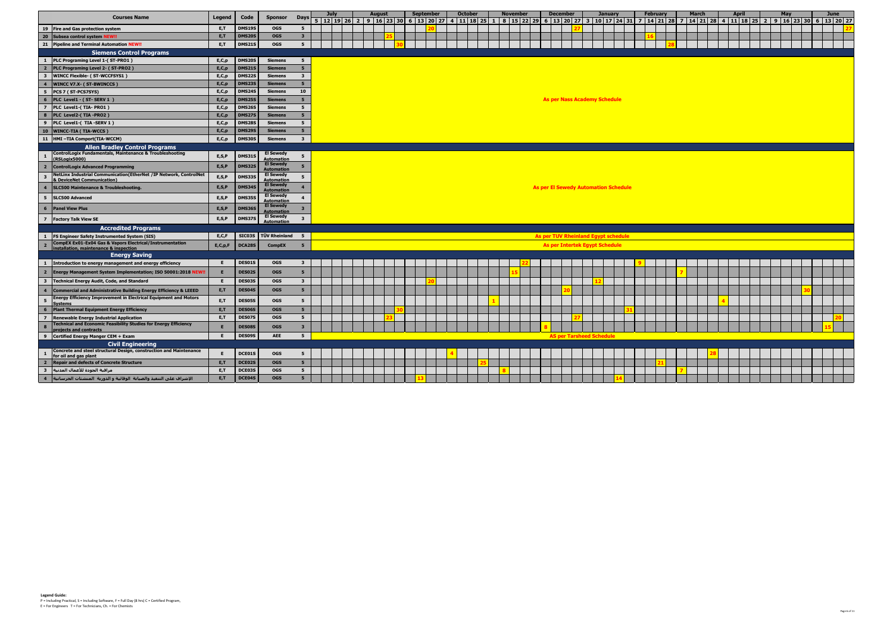| # | Courses Name | Legend | Code | Sponsor | Days | July | August | September | October | November | December | January | February | March | April | May | June |
|---|---|---|---|---|---|---|---|---|---|---|---|---|---|---|---|---|---|
| 19 | Fire and Gas protection system | E,T | DMS19S | OGS | 5 | | | 20 | | | 27 | | | | | | 27 |
| 20 | Subsea control system NEW!! | E,T | DMS20S | OGS | 3 | | 25 | | | | | | 16 | | | | |
| 21 | Pipeline and Terminal Automation NEW!! | E,T | DMS21S | OGS | 5 | | 30 | | | | | | 28 | | | | |
| | **Siemens Control Programs** | | | | | | | | | | | | | | | | |
| 1 | PLC Programing Level 1-( ST-PRO1 ) | E,C,p | DMS20S | Siemens | 5 | As per Nass Academy Schedule | | | | | | | | | | | |
| 2 | PLC Programing Level 2- ( ST-PRO2 ) | E,C,p | DMS21S | Siemens | 5 | | | | | | | | | | | | |
| 3 | WINCC Flexible- ( ST-WCCFSYS1 ) | E,C,p | DMS22S | Siemens | 3 | | | | | | | | | | | | |
| 4 | WINCC V7.X- ( ST-BWINCCS ) | E,C,p | DMS23S | Siemens | 5 | | | | | | | | | | | | |
| 5 | PCS 7 ( ST-PCS7SYS) | E,C,p | DMS24S | Siemens | 10 | | | | | | | | | | | | |
| 6 | PLC Level1 - ( ST- SERV 1 ) | E,C,p | DMS25S | Siemens | 5 | | | | | | | | | | | | |
| 7 | PLC Level1-( TIA- PRO1 ) | E,C,p | DMS26S | Siemens | 5 | | | | | | | | | | | | |
| 8 | PLC Level2-( TIA -PRO2 ) | E,C,p | DMS27S | Siemens | 5 | | | | | | | | | | | | |
| 9 | PLC Level1-( TIA -SERV 1 ) | E,C,p | DMS28S | Siemens | 5 | | | | | | | | | | | | |
| 10 | WINCC-TIA ( TIA-WCCS ) | E,C,p | DMS29S | Siemens | 5 | | | | | | | | | | | | |
| 11 | HMI –TIA Comport(TIA-WCCM) | E,C,p | DMS30S | Siemens | 3 | | | | | | | | | | | | |
| | **Allen Bradley Control Programs** | | | | | | | | | | | | | | | | |
| 1 | ControlLogix Fundamentals, Maintenance & Troubleshooting (RSLogix5000) | E,S,P | DMS31S | El Sewedy Automation | 5 | As per El Sewedy Automation Schedule | | | | | | | | | | | |
| 2 | ControlLogix Advanced Programming | E,S,P | DMS32S | El Sewedy Automation | 5 | | | | | | | | | | | | |
| 3 | NetLinx Industrial Communication(EtherNet /IP Network, ControlNet & DeviceNet Communication) | E,S,P | DMS33S | El Sewedy Automation | 5 | | | | | | | | | | | | |
| 4 | SLC500 Maintenance & Troubleshooting. | E,S,P | DMS34S | El Sewedy Automation | 4 | | | | | | | | | | | | |
| 5 | SLC500 Advanced | E,S,P | DMS35S | El Sewedy Automation | 4 | | | | | | | | | | | | |
| 6 | Panel View Plus | E,S,P | DMS36S | El Sewedy Automation | 3 | | | | | | | | | | | | |
| 7 | Factory Talk View SE | E,S,P | DMS37S | El Sewedy Automation | 3 | | | | | | | | | | | | |
| | **Accredited Programs** | | | | | | | | | | | | | | | | |
| 1 | FS Engineer Safety Instrumented System (SIS) | E,C,F | SIC03S | TÜV Rheinland | 5 | As per TUV Rheinland Egypt schedule | | | | | | | | | | | |
| 2 | CompEX Ex01-Ex04 Gas & Vapors Electrical/Instrumentation installation, maintenance & inspection | E,C,p,F | DCA28S | CompEX | 5 | As per Intertek Egypt Schedule | | | | | | | | | | | |
| | **Energy Saving** | | | | | | | | | | | | | | | | |
| 1 | Introduction to energy management and energy efficiency | E | DES01S | OGS | 3 | | | | | 22 | | | 9 | | | | |
| 2 | Energy Management System Implementation; ISO 50001:2018 NEW!! | E | DES02S | OGS | 5 | | | | | 15 | | | | 7 | | | |
| 3 | Technical Energy Audit, Code, and Standard | E | DES03S | OGS | 3 | | | 20 | | | | 12 | | | | | |
| 4 | Commercial and Administrative Building Energy Efficiency & LEEED | E,T | DES04S | OGS | 5 | | | | | | 20 | | | | | 30 | |
| 5 | Energy Efficiency Improvement in Electrical Equipment and Motors Systems | E,T | DES05S | OGS | 5 | | | | | 1 | | | | | 4 | | |
| 6 | Plant Thermal Equipment Energy Efficiency | E,T | DES06S | OGS | 5 | | 30 | | | | | 31 | | | | | |
| 7 | Renewable Energy Industrial Application | E,T | DES07S | OGS | 5 | | 23 | | | | 27 | | | | | | 20 |
| 8 | Technical and Economic Feasibility Studies for Energy Efficiency projects and contracts | E | DES08S | OGS | 3 | | | | | | 8 | | | | | | 15 |
| 9 | Certified Energy Manger CEM + Exam | E | DES09S | AEE | 5 | AS per Tarsheed Schedule | | | | | | | | | | | |
| | **Civil Engineering** | | | | | | | | | | | | | | | | |
| 1 | Concrete and steel structural Design, construction and Maintenance for oil and gas plant | E | DCE01S | OGS | 5 | | | | 4 | | | | | 28 | | | |
| 2 | Repair and defects of Concrete Structure | E,T | DCE02S | OGS | 5 | | | | 25 | | | | 21 | | | | |
| 3 | مراقبة الجودة للأعمال المدنية | E,T | DCE03S | OGS | 5 | | | | | 8 | | | | 7 | | | |
| 4 | الإشراف على التنفيذ والصيانة الوقائية و الدورية المنشئات الخرسانية | E,T | DCE04S | OGS | 5 | | | 13 | | | | 14 | | | | | |

**Legend Guide:**
P = Including Practical, S = Including Software, F = Full Day (8 hrs) C = Certified Program,
E = For Engineers T = For Technicians, Ch. = For Chemists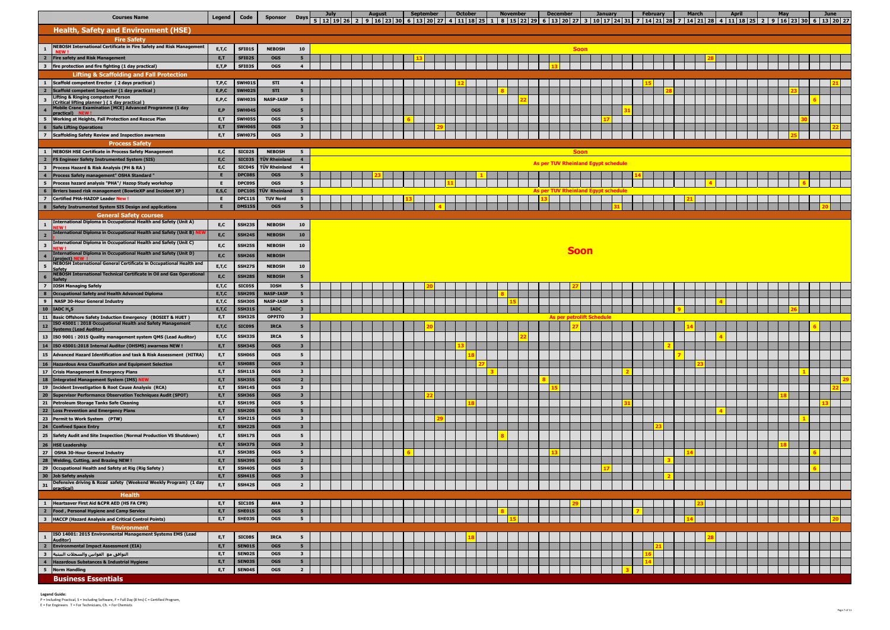# Health, Safety and Environment (HSE)

Start dates are listed under the month in which each course runs.

## Fire Safety

| # | Courses Name | Legend | Code | Sponsor | Days | July | August | September | October | November | December | January | February | March | April | May | June |
|---|---|---|---|---|---|---|---|---|---|---|---|---|---|---|---|---|---|
| 1 | NEBOSH International Certificate in Fire Safety and Risk Management **NEW !** | E,T,C | SFI01S | NEBOSH | 10 | Soon | | | | | | | | | | | |
| 2 | Fire safety and Risk Management | E,T | SFI02S | OGS | 5 | | | 13 | | | | | | 28 | | | |
| 3 | fire protection and fire fighting (1 day practical) | E,T,P | SFI03S | OGS | 4 | | | | | | 13 | | | | | | |

## Lifting & Scaffolding and Fall Protection

| # | Courses Name | Legend | Code | Sponsor | Days | July | August | September | October | November | December | January | February | March | April | May | June |
|---|---|---|---|---|---|---|---|---|---|---|---|---|---|---|---|---|---|
| 1 | Scaffold competent Erector ( 2 days practical ) | T,P,C | SWH01S | STI | 4 | | | | 12 | | | | 15 | | | | 21 |
| 2 | Scaffold competent Inspector (1 day practical ) | E,P,C | SWH02S | STI | 5 | | | | | 8 | | | 28 | | | 23 | |
| 3 | Lifting & Ringing competent Person (Critical lifting planner ) ( 1 day practical ) | E,P,C | SWH03S | NASP-IASP | 5 | | | | | 22 | | | | | | | 6 |
| 4 | Mobile Crane Examination [MCE] Advanced Programme (1 day practical) **NEW !** | E,P | SWH04S | OGS | 5 | | | | | | | 31 | | | | | |
| 5 | Working at Heights, Fall Protection and Rescue Plan | E,T | SWH05S | OGS | 5 | | | 6 | | | | 17 | | | | 30 | |
| 6 | Safe Lifting Operations | E,T | SWH06S | OGS | 3 | | | 29 | | | | | | | | | 22 |
| 7 | Scaffolding Safety Review and Inspection awarness | E,T | SWH07S | OGS | 3 | | | | | | | | | | | 25 | |

## Process Safety

| # | Courses Name | Legend | Code | Sponsor | Days | July | August | September | October | November | December | January | February | March | April | May | June |
|---|---|---|---|---|---|---|---|---|---|---|---|---|---|---|---|---|---|
| 1 | NEBOSH HSE Certificate in Process Safety Management | E,C | SIC02S | NEBOSH | 5 | Soon | | | | | | | | | | | |
| 2 | FS Engineer Safety Instrumented System (SIS) | E,C | SIC03S | TÜV Rheinland | 4 | As per TUV Rheinland Egypt schedule | | | | | | | | | | | |
| 3 | Process Hazard & Risk Analysis (PH & RA ) | E,C | SIC04S | TÜV Rheinland | 4 | As per TUV Rheinland Egypt schedule | | | | | | | | | | | |
| 4 | Process Safety management" OSHA Standard " | E | DPC08S | OGS | 5 | | 23 | | | 1 | | | 14 | | | | |
| 5 | Process hazard analysis "PHA"/ Hazop Study workshop | E | DPC09S | OGS | 5 | | | | 11 | | | | | | 4 | | 6 |
| 6 | Brriers based risk management (BowtieXP and Incident XP ) | E,S,C | DPC10S | TÜV Rheinland | 5 | As per TUV Rheinland Egypt schedule | | | | | | | | | | | |
| 7 | Certified PHA-HAZOP Leader **New !** | E | DPC11S | TUV Nord | 5 | | | 13 | | | 13 | | | 21 | | | |
| 8 | Safety Instrumented System SIS Design and applications | E | DMS15S | OGS | 5 | | | | 4 | | | 31 | | | | | 20 |

## General Safety courses

| # | Courses Name | Legend | Code | Sponsor | Days | July | August | September | October | November | December | January | February | March | April | May | June |
|---|---|---|---|---|---|---|---|---|---|---|---|---|---|---|---|---|---|
| 1 | International Diploma in Occupational Health and Safety (Unit A) **NEW !** | E,C | SSH23S | NEBOSH | 10 | Soon | | | | | | | | | | | |
| 2 | International Diploma in Occupational Health and Safety (Unit B) **NEW !** | E,C | SSH24S | NEBOSH | 10 | Soon | | | | | | | | | | | |
| 3 | International Diploma in Occupational Health and Safety (Unit C) **NEW !** | E,C | SSH25S | NEBOSH | 10 | Soon | | | | | | | | | | | |
| 4 | International Diploma in Occupational Health and Safety (Unit D) (project) **NEW !** | E,C | SSH26S | NEBOSH | | Soon | | | | | | | | | | | |
| 5 | NEBOSH International General Certificate in Occupational Health and Safety | E,T,C | SSH27S | NEBOSH | 10 | Soon | | | | | | | | | | | |
| 6 | NEBOSH International Technical Certificate in Oil and Gas Operational Safety | E,C | SSH28S | NEBOSH | 5 | Soon | | | | | | | | | | | |
| 7 | IOSH Managing Safely | E,T,C | SIC05S | IOSH | 5 | | | 20 | | | 27 | | | | | | |
| 8 | Occupational Safety and Health Advanced Diploma | E,T,C | SSH29S | NASP-IASP | 5 | | | | | 8 | | | | | | | |
| 9 | NASP 30-Hour General Industry | E,T,C | SSH30S | NASP-IASP | 5 | | | | | 15 | | | | | 4 | | |
| 10 | IADC $H_2S$ | E,T,C | SSH31S | IADC | 3 | | | | | | | | | 9 | | 26 | |
| 11 | Basic Offshore Safety Induction Emergency (BOSIET & HUET ) | E,T | SSH32S | OPPITO | 3 | As per petrolift Schedule | | | | | | | | | | | |
| 12 | ISO 45001 : 2018 Occupational Health and Safety Management Systems (Lead Auditor) | E,T,C | SIC09S | IRCA | 5 | | | 20 | | | 27 | | | 14 | | | 6 |
| 13 | ISO 9001 : 2015 Quality management system QMS (Lead Auditor) | E,T,C | SSH33S | IRCA | 5 | | | | | 22 | | | | | 4 | | |
| 14 | ISO 45001:2018 Internal Auditor (OHSMS) awarness NEW ! | E,T | SSH34S | OGS | 3 | | | | 13 | | | | | 2 | | | |
| 15 | Advanced Hazard Identification and task & Risk Assessment (HITRA) | E,T | SSH06S | OGS | 5 | | | | 18 | | | | | 7 | | | |
| 16 | Hazardous Area Classification and Equipment Selection | E,T | SSH08S | OGS | 3 | | | | 27 | | | | | 23 | | | |
| 17 | Crisis Management & Emergency Plans | E,T | SSH11S | OGS | 3 | | | | | 3 | | | 2 | | | | 1 |
| 18 | Integrated Management System (IMS) **NEW** | E,T | SSH35S | OGS | 2 | | | | | | 8 | | | | | | 29 |
| 19 | Incident Investigation & Root Cause Analysis (RCA) | E,T | SSH14S | OGS | 3 | | | | | | 15 | | | | | | 22 |
| 20 | Supervisor Performance Observation Techniques Audit (SPOT) | E,T | SSH36S | OGS | 3 | | | 22 | | | | | | | | 18 | |
| 21 | Petroleum Storage Tanks Safe Cleaning | E,T | SSH19S | OGS | 5 | | | | 18 | | | 31 | | | | | 13 |
| 22 | Loss Prevention and Emergency Plans | E,T | SSH20S | OGS | 5 | | | | | | | | | | 4 | | |
| 23 | Permit to Work System (PTW) | E,T | SSH21S | OGS | 3 | | | 29 | | | | | | | | | 1 |
| 24 | Confined Space Entry | E,T | SSH22S | OGS | 3 | | | | | | | | 23 | | | | |
| 25 | Safety Audit and Site Inspection (Normal Production VS Shutdown) | E,T | SSH17S | OGS | 5 | | | | | 8 | | | | | | | |
| 26 | HSE Leadership | E,T | SSH37S | OGS | 3 | | | | | | | | | | | 18 | |
| 27 | OSHA 30-Hour General Industry | E,T | SSH38S | OGS | 5 | | | 6 | | | 13 | | | 14 | | | 6 |
| 28 | Welding, Cutting, and Brazing NEW ! | E,T | SSH39S | OGS | 2 | | | | | | | | | 3 | | | |
| 29 | Occupational Health and Safety at Rig (Rig Safety ) | E,T | SSH40S | OGS | 5 | | | | | | | 17 | | | | | 6 |
| 30 | Job Safety analysis | E,T | SSH41S | OGS | 3 | | | | | | | | | 2 | | | |
| 31 | Defensive driving & Road safety (Weekend Weekly Program) (1 day practical) | E,T | SSH42S | OGS | 2 | | | | | | | | | | | | |

## Health

| # | Courses Name | Legend | Code | Sponsor | Days | July | August | September | October | November | December | January | February | March | April | May | June |
|---|---|---|---|---|---|---|---|---|---|---|---|---|---|---|---|---|---|
| 1 | Heartsaver First Aid &CPR AED (HS FA CPR) | E,T | SIC10S | AHA | 3 | | | | | | 29 | | | 23 | | | |
| 2 | Food , Personal Hygiene and Camp Service | E,T | SHE01S | OGS | 5 | | | | | 8 | | | 7 | | | | |
| 3 | HACCP (Hazard Analysis and Critical Control Points) | E,T | SHE03S | OGS | 5 | | | | | 15 | | | | 14 | | | 20 |

## Environment

| # | Courses Name | Legend | Code | Sponsor | Days | July | August | September | October | November | December | January | February | March | April | May | June |
|---|---|---|---|---|---|---|---|---|---|---|---|---|---|---|---|---|---|
| 1 | ISO 14001: 2015 Environmental Management Systems EMS (Lead Auditor) | E,T | SIC08S | IRCA | 5 | | | | 18 | | | | | 28 | | | |
| 2 | Environmental Impact Assessment (EIA) | E,T | SEN01S | OGS | 5 | | | | | | | | 21 | | | | |
| 3 | التوافق مع القوانين والسجلات البيئية | E,T | SEN02S | OGS | 3 | | | | | | | | 16 | | | | |
| 4 | Hazardous Substances & Industrial Hygiene | E,T | SEN03S | OGS | 5 | | | | | | | | 14 | | | | |
| 5 | Norm Handling | E,T | SEN04S | OGS | 2 | | | | | | | | 3 | | | | |

# Business Essentials

**Legend Guide:**
P = Including Practical, S = Including Software, F = Full Day (8 hrs) C = Certified Program,
E = For Engineers T = For Technicians, Ch. = For Chemists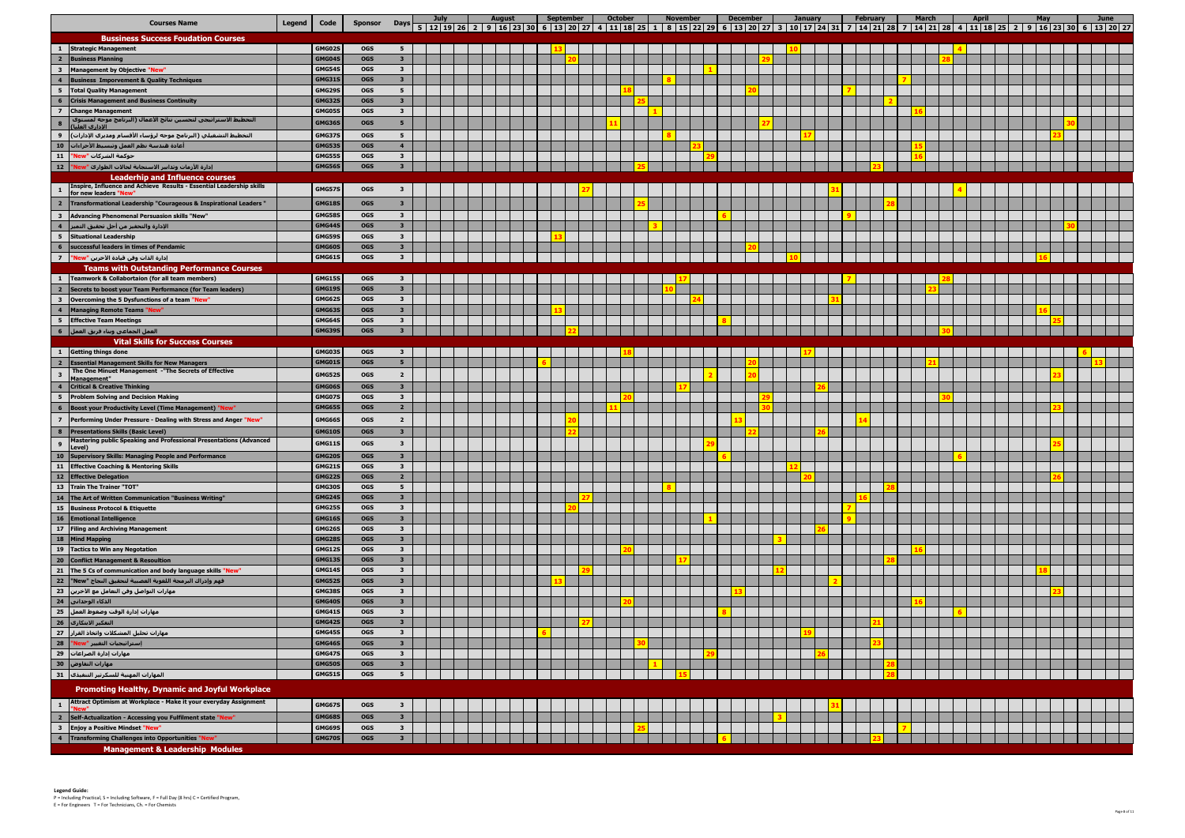| # | Courses Name | Legend | Code | Sponsor | Days | July (5, 12, 19, 26) | August (2, 9, 16, 23, 30) | September (6, 13, 20, 27) | October (4, 11, 18, 25) | November (1, 8, 15, 22, 29) | December (6, 13, 20, 27) | January (3, 10, 17, 24, 31) | February (7, 14, 21, 28) | March (7, 14, 21, 28) | April (4, 11, 18, 25) | May (2, 9, 16, 23, 30) | June (6, 13, 20, 27) |
|---|---|---|---|---|---|---|---|---|---|---|---|---|---|---|---|---|---|
| | **Bussiness Success Foudation Courses** | | | | | | | | | | | | | | | | |
| 1 | Strategic Management | | GMG02S | OGS | 5 | | | 13 | | | | 10 | | | 4 | | |
| 2 | Business Planning | | GMG04S | OGS | 3 | | | 20 | | | 29 | | | 28 | | | |
| 3 | Management by Objective "New" | | GMG54S | OGS | 3 | | | | | 1 | | | | | | | |
| 4 | Business Imporvement & Quality Techniques | | GMG31S | OGS | 3 | | | | | 8 | | | | 7 | | | |
| 5 | Total Quality Management | | GMG29S | OGS | 5 | | | | 18 | | 20 | | 7 | | | | |
| 6 | Crisis Management and Business Continuity | | GMG32S | OGS | 3 | | | | 25 | | | | 2 | | | | |
| 7 | Change Management | | GMG05S | OGS | 3 | | | | | 1 | | | | 16 | | | |
| 8 | التخطيط الاستراتيجي لتحسين نتائج الأعمال (البرنامج موجه لمستوى الإداري العليا) | | GMG36S | OGS | 5 | | | | 11 | | 27 | | | | | 30 | |
| 9 | التخطيط التشغيلي (البرنامج موجه لرؤساء الأقسام ومديري الإدارات) | | GMG37S | OGS | 5 | | | | | 8 | | 17 | | | | 23 | |
| 10 | إعادة هندسة نظم العمل وتبسيط الاجراءات | | GMG53S | OGS | 4 | | | | | 23 | | | | 15 | | | |
| 11 | حوكمة الشركات "New" | | GMG55S | OGS | 3 | | | | | 29 | | | | 16 | | | |
| 12 | إدارة الأزمات وتدابير الاستجابة لحالات الطوارئ "New" | | GMG56S | OGS | 3 | | | | 25 | | | | 23 | | | | |
| | **Leaderhip and Influence courses** | | | | | | | | | | | | | | | | |
| 1 | Inspire, Influence and Achieve Results - Essential Leadership skills for new leaders "New" | | GMG57S | OGS | 3 | | | 27 | | | | 31 | | | 4 | | |
| 2 | Transformational Leadership "Courageous & Inspirational Leaders" | | GMG18S | OGS | 3 | | | | 25 | | | | 28 | | | | |
| 3 | Advancing Phenomenal Persuasion skills "New" | | GMG58S | OGS | 3 | | | | | | 6 | | 9 | | | | |
| 4 | الإدارة والتحفيز من أجل تحقيق التميز | | GMG44S | OGS | 3 | | | | | 3 | | | | | | 30 | |
| 5 | Situational Leadership | | GMG59S | OGS | 3 | | | 13 | | | | | | | | | |
| 6 | successful leaders in times of Pendamic | | GMG60S | OGS | 3 | | | | | | 20 | | | | | | |
| 7 | إدارة الذات وفن قيادة الآخرين "New" | | GMG61S | OGS | 3 | | | | | | | 10 | | | | 16 | |
| | **Teams with Outstanding Performance Courses** | | | | | | | | | | | | | | | | |
| 1 | Teamwork & Collabortaion (for all team members) | | GMG15S | OGS | 3 | | | | | 17 | | | 7 | 28 | | | |
| 2 | Secrets to boost your Team Performance (for Team leaders) | | GMG19S | OGS | 3 | | | | | 10 | | | | 23 | | | |
| 3 | Overcoming the 5 Dysfunctions of a team "New" | | GMG62S | OGS | 3 | | | | | 24 | | 31 | | | | | |
| 4 | Managing Remote Teams "New" | | GMG63S | OGS | 3 | | | 13 | | | | | | | | 16 | |
| 5 | Effective Team Meetings | | GMG64S | OGS | 3 | | | | | | 8 | | | | | 25 | |
| 6 | العمل الجماعي وبناء فريق العمل | | GMG39S | OGS | 3 | | | 22 | | | | | | 30 | | | |
| | **Vital Skills for Success Courses** | | | | | | | | | | | | | | | | |
| 1 | Getting things done | | GMG03S | OGS | 3 | | | | 18 | | | 17 | | | | | 6 |
| 2 | Essential Management Skills for New Managers | | GMG01S | OGS | 5 | | | 6 | | | 20 | | | 21 | | | 13 |
| 3 | The One Minuet Management - "The Secrets of Effective Management" | | GMG52S | OGS | 2 | | | | | 2 | 20 | | | | | 23 | |
| 4 | Critical & Creative Thinking | | GMG06S | OGS | 3 | | | | | 17 | | 26 | | | | | |
| 5 | Problem Solving and Decision Making | | GMG07S | OGS | 3 | | | | 20 | | 29 | | | 30 | | | |
| 6 | Boost your Productivity Level (Time Management) "New" | | GMG65S | OGS | 2 | | | | 11 | | 30 | | | | | 23 | |
| 7 | Performing Under Pressure - Dealing with Stress and Anger "New" | | GMG66S | OGS | 2 | | | 20 | | | 13 | | 14 | | | | |
| 8 | Presentations Skills (Basic Level) | | GMG10S | OGS | 3 | | | 22 | | | 22 | 26 | | | | | |
| 9 | Mastering public Speaking and Professional Presentations (Advanced Level) | | GMG11S | OGS | 3 | | | | | 29 | | | | | | 25 | |
| 10 | Supervisory Skills: Managing People and Performance | | GMG20S | OGS | 3 | | | | | | 6 | | | | 6 | | |
| 11 | Effective Coaching & Mentoring Skills | | GMG21S | OGS | 3 | | | | | | | 12 | | | | | |
| 12 | Effective Delegation | | GMG22S | OGS | 2 | | | | | | | 20 | | | | 26 | |
| 13 | Train The Trainer "TOT" | | GMG30S | OGS | 5 | | | | | 8 | | | 28 | | | | |
| 14 | The Art of Written Communication "Business Writing" | | GMG24S | OGS | 3 | | | 27 | | | | | 16 | | | | |
| 15 | Business Protocol & Etiquette | | GMG25S | OGS | 3 | | | 20 | | | | | 7 | | | | |
| 16 | Emotional Intelligence | | GMG16S | OGS | 3 | | | | | 1 | | | 9 | | | | |
| 17 | Filing and Archiving Management | | GMG26S | OGS | 3 | | | | | | | 26 | | | | | |
| 18 | Mind Mapping | | GMG28S | OGS | 3 | | | | | | | 3 | | | | | |
| 19 | Tactics to Win any Negotation | | GMG12S | OGS | 3 | | | | 20 | | | | | 16 | | | |
| 20 | Conflict Management & Resoultion | | GMG13S | OGS | 3 | | | | | 17 | | | 28 | | | | |
| 21 | The 5 Cs of communication and body language skills "New" | | GMG14S | OGS | 3 | | | 29 | | | | 12 | | | | 18 | |
| 22 | فهم وإدراك البرمجة اللغوية العصبية لتحقيق النجاح "New" | | GMG52S | OGS | 3 | | | 13 | | | | 2 | | | | | |
| 23 | مهارات التواصل وفن التعامل مع الآخرين | | GMG38S | OGS | 3 | | | | | | 13 | | | | | 23 | |
| 24 | الذكاء الوجداني | | GMG40S | OGS | 3 | | | | 20 | | | | | 16 | | | |
| 25 | مهارات إدارة الوقت وضغوط العمل | | GMG41S | OGS | 3 | | | | | | 8 | | | | 6 | | |
| 26 | التفكير الابتكاري | | GMG42S | OGS | 3 | | | 27 | | | | | 21 | | | | |
| 27 | مهارات تحليل المشكلات واتخاذ القرار | | GMG45S | OGS | 3 | | | 6 | | | | 19 | | | | | |
| 28 | استراتيجيات التغيير "New" | | GMG46S | OGS | 3 | | | | 30 | | | | 23 | | | | |
| 29 | مهارات إدارة الصراعات | | GMG47S | OGS | 3 | | | | | 29 | | 26 | | | | | |
| 30 | مهارات التفاوض | | GMG50S | OGS | 3 | | | | | 1 | | | 28 | | | | |
| 31 | المهارات المهنية للسكرتير التنفيذي | | GMG51S | OGS | 5 | | | | | 15 | | | 28 | | | | |
| | **Promoting Healthy, Dynamic and Joyful Workplace** | | | | | | | | | | | | | | | | |
| 1 | Attract Optimism at Workplace - Make it your everyday Assignment "New" | | GMG67S | OGS | 3 | | | | | | | 31 | | | | | |
| 2 | Self-Actualization - Accessing you Fulfilment state "New" | | GMG68S | OGS | 3 | | | | | | | 3 | | | | | |
| 3 | Enjoy a Positive Mindset "New" | | GMG69S | OGS | 3 | | | | 25 | | | | | 7 | | | |
| 4 | Transforming Challenges into Opportunities "New" | | GMG70S | OGS | 3 | | | | | | 6 | | 23 | | | | |
| | **Management & Leadership Modules** | | | | | | | | | | | | | | | | |

**Legend Guide:**
P = Including Practical, S = Including Software, F = Full Day (8 hrs) C = Certified Program,
E = For Engineers T = For Technicians, Ch. = For Chemists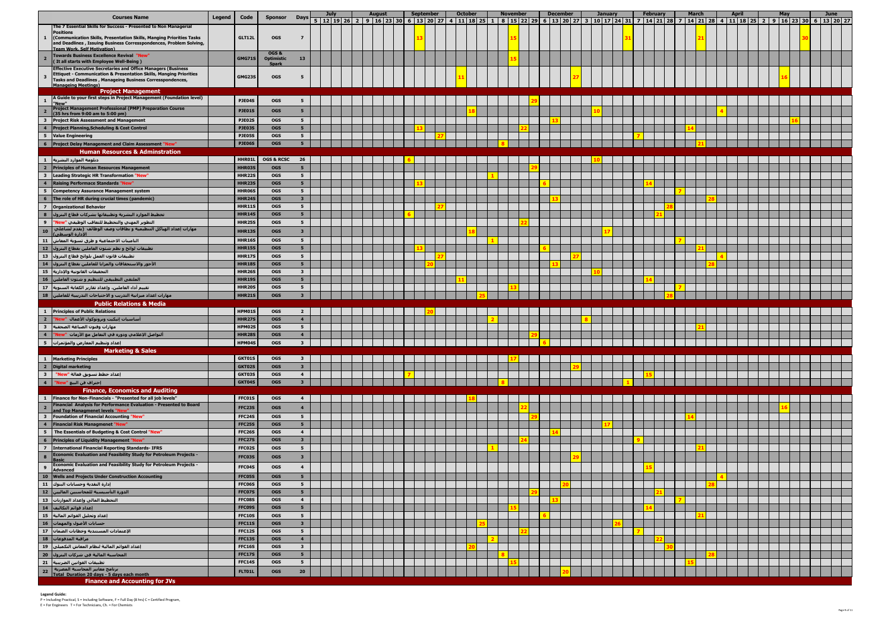| # | Courses Name | Legend | Code | Sponsor | Days | July | August | September | October | November | December | January | February | March | April | May | June |
|---|---|---|---|---|---|---|---|---|---|---|---|---|---|---|---|---|---|
| 1 | The 7 Essential Skills for Success - Presented to Non Managerial Positions (Communication Skills, Presentation Skills, Manging Priorities Tasks and Deadlines , Issuing Business Corresspondences, Problem Solving, Team Work, Self Motivation) | | GLT12L | OGS | 7 | | | 13 | | 15 | | 31 | | 21 | | 30 | |
| 2 | Towards Business Excellence Revival "New" ( It all starts with Employee Well-Being ) | | GMG71S | OGS & Optimistic Spark | 13 | | | | | 15 | | | | | | | |
| 3 | Effective Executive Secretaries and Office Managers (Business Ettiquet - Communication & Presentation Skills, Manging Priorities Tasks and Deadlines , Manageing Business Corresspondences, Manageing Meetings) | | GMG23S | OGS | 5 | | | | 11 | | 27 | | | | | 16 | |
| | **Project Management** | | | | | | | | | | | | | | | | |
| 1 | A Guide to your first steps in Project Management (Foundation level) "New" | | PJE04S | OGS | 5 | | | | | 29 | | | | | | | |
| 2 | Project Management Professional (PMP) Preparation Course (35 hrs from 9:00 am to 5:00 pm) | | PJE01S | OGS | 5 | | | | 18 | | | 10 | | | 4 | | |
| 3 | Project Risk Assessment and Management | | PJE02S | OGS | 5 | | | | | | 13 | | | | | 16 | |
| 4 | Project Planning,Scheduling & Cost Control | | PJE03S | OGS | 5 | | | 13 | | 22 | | | | 14 | | | |
| 5 | Value Engineering | | PJE05S | OGS | 5 | | | 27 | | | | | 7 | | | | |
| 6 | Project Delay Management and Claim Assessment "New" | | PJE06S | OGS | 5 | | | | | 8 | | | | 21 | | | |
| | **Human Resources & Adminstration** | | | | | | | | | | | | | | | | |
| 1 | دبلومة الموارد البشرية | | HHR01L | OGS & RCSC | 26 | | | 6 | | | | 10 | | | | | |
| 2 | Principles of Human Resources Management | | HHR03S | OGS | 5 | | | | | 29 | | | | | | | |
| 3 | Leading Strategic HR Transformation "New" | | HHR22S | OGS | 5 | | | | | 1 | | | | | | | |
| 4 | Raising Performace Standards "New" | | HHR23S | OGS | 5 | | | | | | 6 | | 14 | | | | |
| 5 | Competency Assurance Management system | | HHR06S | OGS | 5 | | | | | | | | | 7 | | | |
| 6 | The role of HR during crucial times (pandemic) | | HHR24S | OGS | 3 | | | | | | 13 | | | 28 | | | |
| 7 | Organizational Behavior | | HHR11S | OGS | 5 | | | 27 | | | | | 28 | | | | |
| 8 | تخطيط الموارد البشرية وتطبيقاتها بشركات قطاع البترول | | HHR14S | OGS | 5 | | | 6 | | | | | 21 | | | | |
| 9 | التطوير المهني والتخطيط للتعاقب الوظيفي "New" | | HHR25S | OGS | 5 | | | | | 22 | | | | | | | |
| 10 | مهارات إعداد الهياكل التنظيمية و بطاقات وصف الوظائف (يقدم لشاغلي الادارة الوسطى) | | HHR13S | OGS | 3 | | | | 18 | | | 17 | | | | | |
| 11 | التأمينات الاجتماعية و طرق تسوية المعاش | | HHR16S | OGS | 5 | | | | | 1 | | | | 7 | | | |
| 12 | تطبيقات لوائح و نظم شئون العاملين بقطاع البترول | | HHR15S | OGS | 5 | | | 13 | | | 6 | | | 21 | | | |
| 13 | تطبيقات قانون العمل بلوائح قطاع البترول | | HHR17S | OGS | 5 | | | 27 | | | 27 | | | | 4 | | |
| 14 | الأجور والاستحقاقات والمزايا للعاملين بقطاع البترول | | HHR18S | OGS | 5 | | | 20 | | | 13 | | | 28 | | | |
| 15 | التحقيقات القانونية والإدارية | | HHR26S | OGS | 3 | | | | | | | 10 | | | | | |
| 16 | الملتقى التطبيقي للتنظيم و شئون العاملين | | HHR19S | OGS | 5 | | | | 11 | | | | 14 | | | | |
| 17 | تقييم أداء العاملين، وإعداد تقارير الكفاية السنوية | | HHR20S | OGS | 5 | | | | | 13 | | | | 7 | | | |
| 18 | مهارات اعداد ميزانية التدريب و الاحتياجات التدريبية للعاملين | | HHR21S | OGS | 3 | | | | 25 | | | | 28 | | | | |
| | **Public Relations & Media** | | | | | | | | | | | | | | | | |
| 1 | Principles of Public Relations | | HPM01S | OGS | 2 | | | 20 | | | | | | | | | |
| 2 | أساسيات إتيكيت وبروتوكول الأعمال "New" | | HHR27S | OGS | 4 | | | | | 2 | | 8 | | | | | |
| 3 | مهارات وفنون الصياغة الصحفية | | HPM02S | OGS | 5 | | | | | | | | | 21 | | | |
| 4 | التواصل الإعلامي ودوره في التعامل مع الأزمات "New" | | HHR28S | OGS | 4 | | | | | 29 | | | | | | | |
| 5 | إعداد وتنظيم المعارض والمؤتمرات | | HPM04S | OGS | 3 | | | | | | 6 | | | | | | |
| | **Marketing & Sales** | | | | | | | | | | | | | | | | |
| 1 | Marketing Principles | | GKT01S | OGS | 3 | | | | | 17 | | | | | | | |
| 2 | Digital marketing | | GKT02S | OGS | 3 | | | | | | 29 | | | | | | |
| 3 | إعداد خطط تسويق فعالة "New" | | GKT03S | OGS | 4 | | | 7 | | | | | 15 | | | | |
| 4 | احتراف فن البيع "New" | | GKT04S | OGS | 3 | | | | | 8 | | 1 | | | | | |
| | **Finance, Economics and Auditing** | | | | | | | | | | | | | | | | |
| 1 | Finance for Non-Financials - "Presented for all job levels" | | FFC01S | OGS | 4 | | | | 18 | | | | | | | | |
| 2 | Financial Analysis for Performance Evaluation - Presented to Board and Top Managmenet levels "New" | | FFC23S | OGS | 4 | | | | | 22 | | | | | | 16 | |
| 3 | Foundation of Financial Accounting "New" | | FFC24S | OGS | 5 | | | | | 29 | | | | 14 | | | |
| 4 | Financial Risk Managment "New" | | FFC25S | OGS | 5 | | | | | | | 17 | | | | | |
| 5 | The Essentials of Budgeting & Cost Control "New" | | FFC26S | OGS | 4 | | | | | | 14 | | | | | | |
| 6 | Principles of Liquidity Management "New" | | FFC27S | OGS | 3 | | | | | | | | 9 | | | | |
| 7 | International Financial Reporting Standards- IFRS | | FFC02S | OGS | 5 | | | | | 1 | | | | 21 | | | |
| 8 | Economic Evaluation and Feasibility Study for Petroleum Projects - Basic | | FFC03S | OGS | 3 | | | | | | 29 | | | | | | |
| 9 | Economic Evaluation and Feasibility Study for Petroleum Projects - Advanced | | FFC04S | OGS | 4 | | | | | | | | 15 | | | | |
| 10 | Wells and Projects Under Construction Accounting | | FFC05S | OGS | 5 | | | | | | | | | | 4 | | |
| 11 | إدارة النقدية وحسابات البنوك | | FFC06S | OGS | 5 | | | | | | 20 | | | 28 | | | |
| 12 | الدورة التأسيسية للمحاسبين الماليين | | FFC07S | OGS | 5 | | | | | 29 | | | 21 | | | | |
| 13 | التخطيط المالي وإعداد الموازنات | | FFC08S | OGS | 4 | | | | | | 13 | | | 7 | | | |
| 14 | إعداد قوائم التكاليف | | FFC09S | OGS | 5 | | | | | 15 | | | 14 | | | | |
| 15 | إعداد وتحليل القوائم المالية | | FFC10S | OGS | 5 | | | | | | 6 | | | 21 | | | |
| 16 | حسابات الأصول والمهمات | | FFC11S | OGS | 3 | | | | 25 | | | 26 | | | | | |
| 17 | الإعتمادات المستندية وخطابات الضمان | | FFC12S | OGS | 5 | | | | | 22 | | | 7 | | | | |
| 18 | مراقبة المدفوعات | | FFC13S | OGS | 4 | | | | | 2 | | | 22 | | | | |
| 19 | اعداد القوائم المالية لنظام المعاش التكميلي | | FFC16S | OGS | 3 | | | | 20 | | | | 30 | | | | |
| 20 | المحاسبة المالية في شركات البترول | | FFC17S | OGS | 5 | | | | | 8 | | | | 28 | | | |
| 21 | تطبيقات القوانين الضريبية | | FFC14S | OGS | 5 | | | | | 15 | | | | 15 | | | |
| 22 | برنامج معايير المحاسبة المصرية Total Duration 20 days - 5 days each month | | FLT01L | OGS | 20 | | | | | | 20 | | | | | | |
| | **Finance and Accounting for JVs** | | | | | | | | | | | | | | | | |

**Legend Guide:**

P = Including Practical, S = Including Software, F = Full Day (8 hrs) C = Certified Program,

E = For Engineers T = For Technicians, Ch. = For Chemists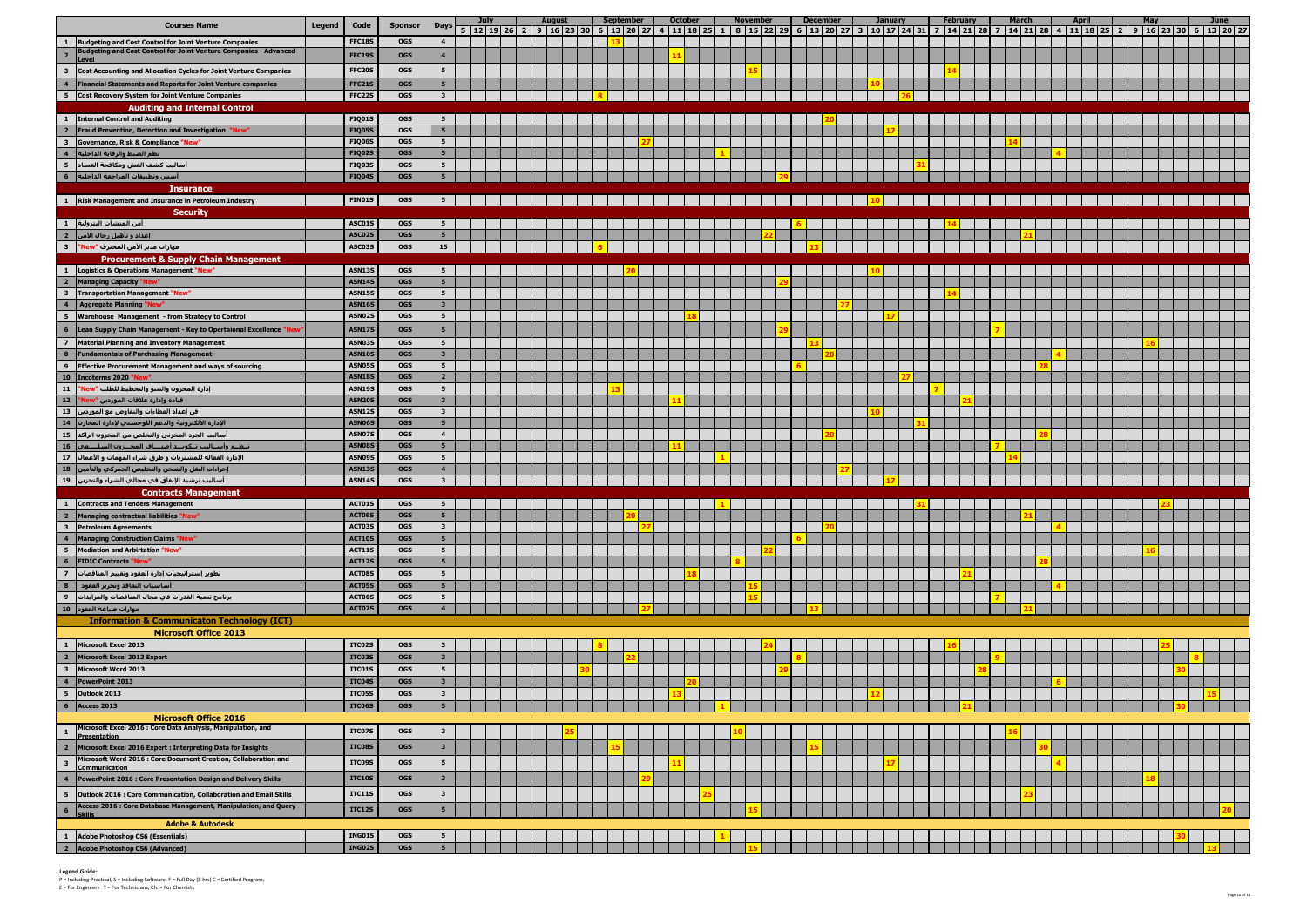| # | Courses Name | Legend | Code | Sponsor | Days | July | August | September | October | November | December | January | February | March | April | May | June |
|---|---|---|---|---|---|---|---|---|---|---|---|---|---|---|---|---|---|
| 1 | Budgeting and Cost Control for Joint Venture Companies | | FFC18S | OGS | 4 | | | 13 | | | | | | | | | |
| 2 | Budgeting and Cost Control for Joint Venture Companies - Advanced Level | | FFC19S | OGS | 4 | | | | 11 | | | | | | | | |
| 3 | Cost Accounting and Allocation Cycles for Joint Venture Companies | | FFC20S | OGS | 5 | | | | | 15 | | | 14 | | | | |
| 4 | Financial Statements and Reports for Joint Venture companies | | FFC21S | OGS | 5 | | | | | | | 10 | | | | | |
| 5 | Cost Recovery System for Joint Venture Companies | | FFC22S | OGS | 3 | | | 8 | | | | 26 | | | | | |
| | **Auditing and Internal Control** | | | | | | | | | | | | | | | | |
| 1 | Internal Control and Auditing | | FIQ01S | OGS | 5 | | | | | | 20 | | | | | | |
| 2 | Fraud Prevention, Detection and Investigation "New" | | FIQ05S | OGS | 5 | | | | | | | 17 | | | | | |
| 3 | Governance, Risk & Compliance "New" | | FIQ06S | OGS | 5 | | | 27 | | | | | | 14 | | | |
| 4 | نظم الضبط والرقابة الداخلية | | FIQ02S | OGS | 5 | | | | | 1 | | | | | 4 | | |
| 5 | أساليب كشف الغش ومكافحة الفساد | | FIQ03S | OGS | 5 | | | | | | | 31 | | | | | |
| 6 | أسس وتطبيقات المراجعة الداخلية | | FIQ04S | OGS | 5 | | | | | 29 | | | | | | | |
| | **Insurance** | | | | | | | | | | | | | | | | |
| 1 | Risk Management and Insurance in Petroleum Industry | | FIN01S | OGS | 5 | | | | | | | 10 | | | | | |
| | **Security** | | | | | | | | | | | | | | | | |
| 1 | أمن المنشآت البترولية | | ASC01S | OGS | 5 | | | | | | 6 | | 14 | | | | |
| 2 | إعداد و تأهيل رجال الأمن | | ASC02S | OGS | 5 | | | | | 22 | | | | 21 | | | |
| 3 | مهارات مدير الأمن المحترف "New" | | ASC03S | OGS | 15 | | | 6 | | | 13 | | | | | | |
| | **Procurement & Supply Chain Management** | | | | | | | | | | | | | | | | |
| 1 | Logistics & Operations Management "New" | | ASN13S | OGS | 5 | | | 20 | | | | 10 | | | | | |
| 2 | Managing Capacity "New" | | ASN14S | OGS | 5 | | | | | 29 | | | | | | | |
| 3 | Transportation Management "New" | | ASN15S | OGS | 5 | | | | | | | | 14 | | | | |
| 4 | Aggregate Planning "New" | | ASN16S | OGS | 3 | | | | | | 27 | | | | | | |
| 5 | Warehouse Management - from Strategy to Control | | ASN02S | OGS | 5 | | | | 18 | | | 17 | | | | | |
| 6 | Lean Supply Chain Management - Key to Opertaional Excellence "New" | | ASN17S | OGS | 5 | | | | | 29 | | | | 7 | | | |
| 7 | Material Planning and Inventory Management | | ASN03S | OGS | 5 | | | | | | 13 | | | | | 16 | |
| 8 | Fundamentals of Purchasing Management | | ASN10S | OGS | 3 | | | | | | 20 | | | | 4 | | |
| 9 | Effective Procurement Management and ways of sourcing | | ASN05S | OGS | 5 | | | | | | 6 | | | 28 | | | |
| 10 | Incoterms 2020 "New" | | ASN18S | OGS | 2 | | | | | | | 27 | | | | | |
| 11 | إدارة المخزون والسلع والتخطيط للطلب "New" | | ASN19S | OGS | 5 | | | 13 | | | | | 7 | | | | |
| 12 | قيادة وإدارة علاقات الموردين "New" | | ASN20S | OGS | 3 | | | | 11 | | | | 21 | | | | |
| 13 | فن إعداد العطاءات والتفاوض مع الموردين | | ASN12S | OGS | 3 | | | | | | | 10 | | | | | |
| 14 | الإدارة الالكترونية والدعم اللوجستي لإدارة المخازن | | ASN06S | OGS | 5 | | | | | | | 31 | | | | | |
| 15 | أساليب الجرد المخزني والتخلص من المخزون الراكد | | ASN07S | OGS | 4 | | | | | | 20 | | | 28 | | | |
| 16 | نـظـم وأسـاليـب تـكويـد أصنـاف المخـزون السلـعـي | | ASN08S | OGS | 5 | | | | 11 | | | | | 7 | | | |
| 17 | الإدارة الفعالة للمشتريات و طرق شراء المهمات و الأعمال | | ASN09S | OGS | 5 | | | | | 1 | | | | 14 | | | |
| 18 | إجراءات النقل والشحن والتخليص الجمركي والتأمين | | ASN13S | OGS | 4 | | | | | | 27 | | | | | | |
| 19 | أساليب ترشيد الإنفاق في مجالي الشراء والتخزين | | ASN14S | OGS | 3 | | | | | | | 17 | | | | | |
| | **Contracts Management** | | | | | | | | | | | | | | | | |
| 1 | Contracts and Tenders Management | | ACT01S | OGS | 5 | | | | | 1 | | 31 | | | | 23 | |
| 2 | Managing contractual liabilities "New" | | ACT09S | OGS | 5 | | | 20 | | | | | | 21 | | | |
| 3 | Petroleum Agreements | | ACT03S | OGS | 3 | | | 27 | | | 20 | | | | 4 | | |
| 4 | Managing Construction Claims "New" | | ACT10S | OGS | 5 | | | | | | 6 | | | | | | |
| 5 | Mediation and Arbitration "New" | | ACT11S | OGS | 5 | | | | | 22 | | | | | | 16 | |
| 6 | FIDIC Contracts "New" | | ACT12S | OGS | 5 | | | | | 8 | | | | 28 | | | |
| 7 | تطوير إستراتيجيات إدارة العقود وتقييم المناقصات | | ACT08S | OGS | 5 | | | | 18 | | | | 21 | | | | |
| 8 | أساسيات التعاقد وتحرير العقود | | ACT05S | OGS | 5 | | | | | 15 | | | | | 4 | | |
| 9 | برنامج تنمية القدرات في مجال المناقصات والمزايدات | | ACT06S | OGS | 5 | | | | | 15 | | | | 7 | | | |
| 10 | مهارات صياغة العقود | | ACT07S | OGS | 4 | | | 27 | | | 13 | | | 21 | | | |
| | **Information & Communicaton Technology (ICT)** | | | | | | | | | | | | | | | | |
| | **Microsoft Office 2013** | | | | | | | | | | | | | | | | |
| 1 | Microsoft Excel 2013 | | ITC02S | OGS | 3 | | | 8 | | 24 | | | 16 | | | 25 | |
| 2 | Microsoft Excel 2013 Expert | | ITC03S | OGS | 3 | | | 22 | | | 8 | | | 9 | | | 8 |
| 3 | Microsoft Word 2013 | | ITC01S | OGS | 5 | | 30 | | | 29 | | | 28 | | | 30 | |
| 4 | PowerPoint 2013 | | ITC04S | OGS | 3 | | | | 20 | | | | | | 6 | | |
| 5 | Outlook 2013 | | ITC05S | OGS | 3 | | | | 13 | | | 12 | | | | | 15 |
| 6 | Access 2013 | | ITC06S | OGS | 5 | | | | | 1 | | | 21 | | | 30 | |
| | **Microsoft Office 2016** | | | | | | | | | | | | | | | | |
| 1 | Microsoft Excel 2016 : Core Data Analysis, Manipulation, and Presentation | | ITC07S | OGS | 3 | | 25 | | | 10 | | | | 16 | | | |
| 2 | Microsoft Excel 2016 Expert : Interpreting Data for Insights | | ITC08S | OGS | 3 | | | 15 | | | 15 | | | 30 | | | |
| 3 | Microsoft Word 2016 : Core Document Creation, Collaboration and Communication | | ITC09S | OGS | 5 | | | | 11 | | | 17 | | | 4 | | |
| 4 | PowerPoint 2016 : Core Presentation Design and Delivery Skills | | ITC10S | OGS | 3 | | | 29 | | | | | | | | 18 | |
| 5 | Outlook 2016 : Core Communication, Collaboration and Email Skills | | ITC11S | OGS | 3 | | | | 25 | | | | | 23 | | | |
| 6 | Access 2016 : Core Database Management, Manipulation, and Query Skills | | ITC12S | OGS | 5 | | | | | 15 | | | | | | | 20 |
| | **Adobe & Autodesk** | | | | | | | | | | | | | | | | |
| 1 | Adobe Photoshop CS6 (Essentials) | | ING01S | OGS | 5 | | | | | 1 | | | | | | 30 | |
| 2 | Adobe Photoshop CS6 (Advanced) | | ING02S | OGS | 5 | | | | | 15 | | | | | | | 13 |

**Legend Guide:**
P = Including Practical, S = Including Software, F = Full Day (8 hrs) C = Certified Program,
E = For Engineers T = For Technicians, Ch. = For Chemists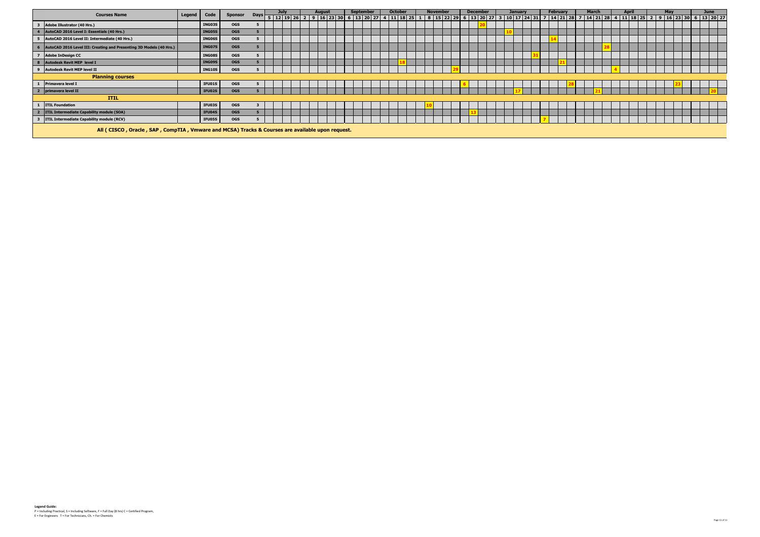| # | Courses Name | Legend | Code | Sponsor | Days | July | | | | August | | | | | September | | | | October | | | | November | | | | | December | | | | January | | | | | February | | | | March | | | | April | | | | May | | | | | June | | | |
|---|---|---|---|---|---|---|---|---|---|---|---|---|---|---|---|---|---|---|---|---|---|---|---|---|---|---|---|---|---|---|---|---|---|---|---|---|---|---|---|---|---|---|---|---|---|---|---|---|---|---|---|---|---|---|---|---|---|
| | | | | | | 5 | 12 | 19 | 26 | 2 | 9 | 16 | 23 | 30 | 6 | 13 | 20 | 27 | 4 | 11 | 18 | 25 | 1 | 8 | 15 | 22 | 29 | 6 | 13 | 20 | 27 | 3 | 10 | 17 | 24 | 31 | 7 | 14 | 21 | 28 | 7 | 14 | 21 | 28 | 4 | 11 | 18 | 25 | 2 | 9 | 16 | 23 | 30 | 6 | 13 | 20 | 27 |
| 3 | Adobe Illustrator (40 Hrs.) | | ING03S | OGS | 5 | | | | | | | | | | | | | | | | | | | | | | | | | 20 | | | | | | | | | | | | | | | | | | | | | | | | | | | |
| 4 | AutoCAD 2016 Level I: Essentials (40 Hrs.) | | ING05S | OGS | 5 | | | | | | | | | | | | | | | | | | | | | | | | | | | | 10 | | | | | | | | | | | | | | | | | | | | | | | | |
| 5 | AutoCAD 2016 Level II: Intermediate (40 Hrs.) | | ING06S | OGS | 5 | | | | | | | | | | | | | | | | | | | | | | | | | | | | | | | | | 14 | | | | | | | | | | | | | | | | | | | |
| 6 | AutoCAD 2016 Level III: Creating and Presenting 3D Models (40 Hrs.) | | ING07S | OGS | 5 | | | | | | | | | | | | | | | | | | | | | | | | | | | | | | | | | | | | | | | 28 | | | | | | | | | | | | | |
| 7 | Adobe InDesign CC | | ING08S | OGS | 5 | | | | | | | | | | | | | | | | | | | | | | | | | | | | | | | 31 | | | | | | | | | | | | | | | | | | | | | |
| 8 | Autodesk Revit MEP level I | | ING09S | OGS | 5 | | | | | | | | | | | | | | | | 18 | | | | | | | | | | | | | | | | | | | | | | | | | | | | | | | | | | | | |
| 9 | Autodesk Revit MEP level II | | ING10S | OGS | 5 | | | | | | | | | | | | | | | | | | | | | | 29 | | | | | | | | | | | | | | | | | | 4 | | | | | | | | | | | | |
| | **Planning courses** | | | | | | | | | | | | | | | | | | | | | | | | | | | | | | | | | | | | | | | | | | | | | | | | | | | | | | | | |
| 1 | Primavera level I | | IFU01S | OGS | 5 | | | | | | | | | | | | | | | | | | | | | | | 6 | | | | | | | | | | | | 28 | | | | | | | | | | | | 23 | | | | | |
| 2 | primavera level II | | IFU02S | OGS | 5 | | | | | | | | | | | | | | | | | | | | | | | | | | | | | 17 | | | | | | | | | 21 | | | | | | | | | | | | | 20 | |
| | **ITIL** | | | | | | | | | | | | | | | | | | | | | | | | | | | | | | | | | | | | | | | | | | | | | | | | | | | | | | | |
| 1 | ITIL Foundation | | IFU03S | OGS | 3 | | | | | | | | | | | | | | | | | | | 10 | | | | | | | | | | | | | | | | | | | | | | | | | | | | | | | | | |
| 2 | ITIL Intermediate Capability module (SOA) | | IFU04S | OGS | 5 | | | | | | | | | | | | | | | | | | | | | | | | 13 | | | | | | | | | | | | | | | | | | | | | | | | | | | | |
| 3 | ITIL Intermediate Capability module (RCV) | | IFU05S | OGS | 5 | | | | | | | | | | | | | | | | | | | | | | | | | | | | | | | | 7 | | | | | | | | | | | | | | | | | | | | |

**All ( CISCO , Oracle , SAP , CompTIA , Vmware and MCSA) Tracks & Courses are available upon request.**

**Legend Guide:**
P = Including Practical, S = Including Software, F = Full Day (8 hrs) C = Certified Program,
E = For Engineers T = For Technicians, Ch. = For Chemists